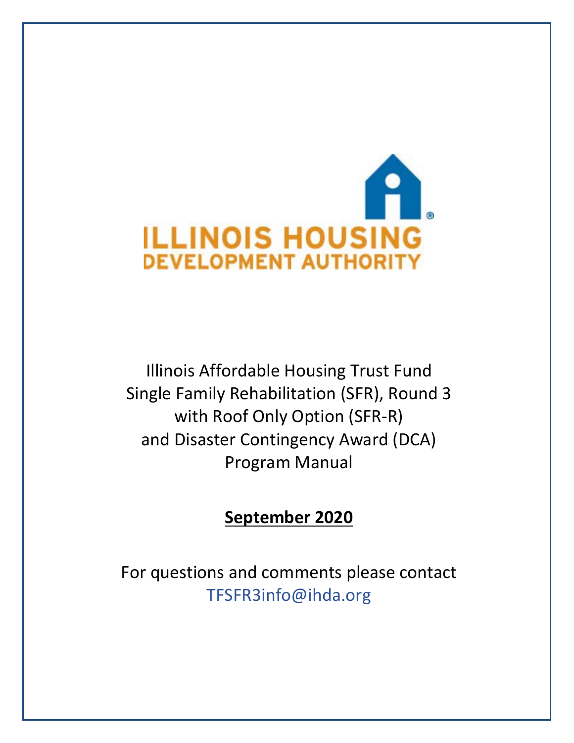ILLINOIS HOUSING DEVELOPMENT AUTHORITY

# Illinois Affordable Housing Trust Fund Single Family Rehabilitation (SFR), Round 3 with Roof Only Option (SFR-R) and Disaster Contingency Award (DCA) Program Manual

**September 2020**

For questions and comments please contact TFSFR3info@ihda.org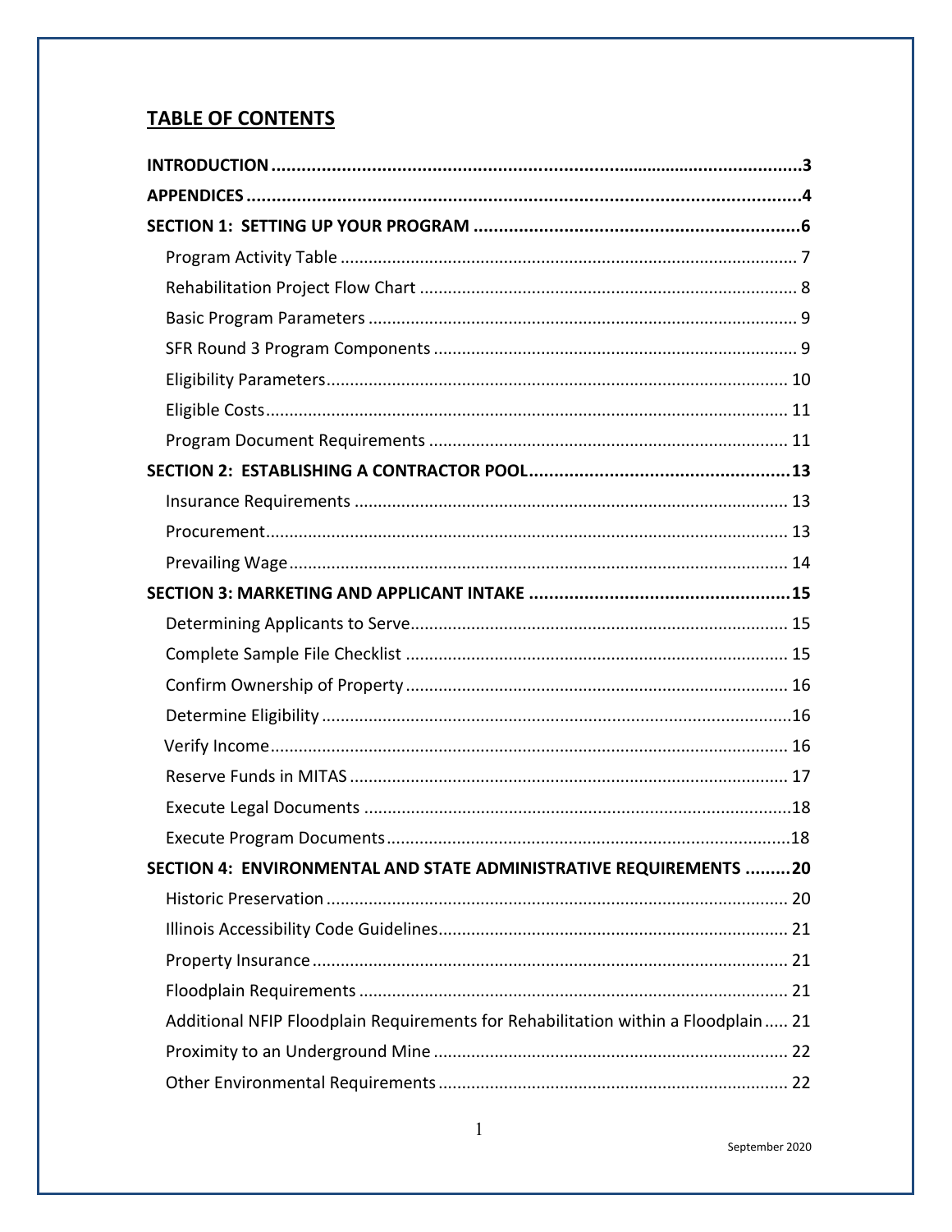## TABLE OF CONTENTS

**INTRODUCTION** ........................................ **3**

**APPENDICES** ........................................ **4**

**SECTION 1: SETTING UP YOUR PROGRAM** ........................................ **6**

- Program Activity Table ........................................ 7
- Rehabilitation Project Flow Chart ........................................ 8
- Basic Program Parameters ........................................ 9
- SFR Round 3 Program Components ........................................ 9
- Eligibility Parameters........................................ 10
- Eligible Costs........................................ 11
- Program Document Requirements ........................................ 11

**SECTION 2: ESTABLISHING A CONTRACTOR POOL** ........................................ **13**

- Insurance Requirements ........................................ 13
- Procurement........................................ 13
- Prevailing Wage........................................ 14

**SECTION 3: MARKETING AND APPLICANT INTAKE** ........................................ **15**

- Determining Applicants to Serve........................................ 15
- Complete Sample File Checklist ........................................ 15
- Confirm Ownership of Property ........................................ 16
- Determine Eligibility ........................................ 16
- Verify Income........................................ 16
- Reserve Funds in MITAS ........................................ 17
- Execute Legal Documents ........................................ 18
- Execute Program Documents........................................ 18

**SECTION 4: ENVIRONMENTAL AND STATE ADMINISTRATIVE REQUIREMENTS** ........................................ **20**

- Historic Preservation ........................................ 20
- Illinois Accessibility Code Guidelines........................................ 21
- Property Insurance ........................................ 21
- Floodplain Requirements ........................................ 21
- Additional NFIP Floodplain Requirements for Rehabilitation within a Floodplain ..... 21
- Proximity to an Underground Mine ........................................ 22
- Other Environmental Requirements ........................................ 22

September 2020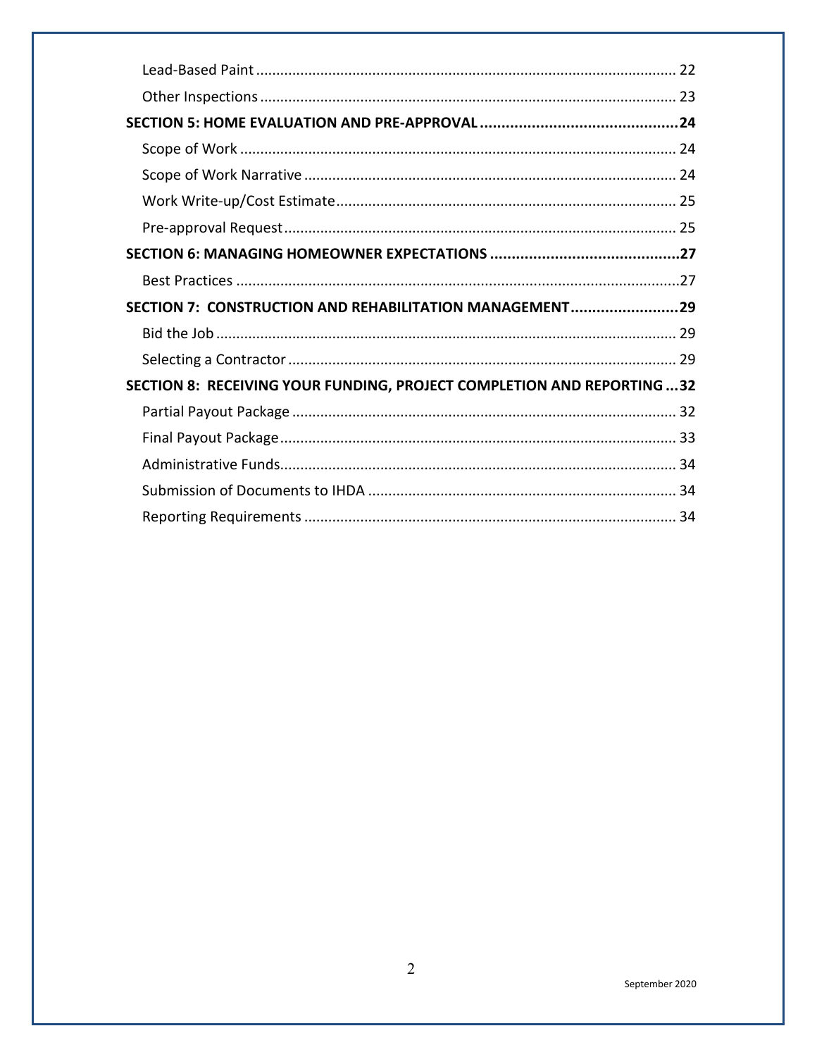Lead-Based Paint ........................................................................................................ 22

Other Inspections ....................................................................................................... 23

**SECTION 5: HOME EVALUATION AND PRE-APPROVAL ..............................................24**

Scope of Work ............................................................................................................ 24

Scope of Work Narrative ............................................................................................ 24

Work Write-up/Cost Estimate..................................................................................... 25

Pre-approval Request.................................................................................................. 25

**SECTION 6: MANAGING HOMEOWNER EXPECTATIONS ............................................27**

Best Practices ..............................................................................................................27

**SECTION 7: CONSTRUCTION AND REHABILITATION MANAGEMENT.........................29**

Bid the Job .................................................................................................................. 29

Selecting a Contractor ................................................................................................. 29

**SECTION 8: RECEIVING YOUR FUNDING, PROJECT COMPLETION AND REPORTING ...32**

Partial Payout Package ............................................................................................... 32

Final Payout Package................................................................................................... 33

Administrative Funds................................................................................................... 34

Submission of Documents to IHDA ............................................................................ 34

Reporting Requirements ............................................................................................ 34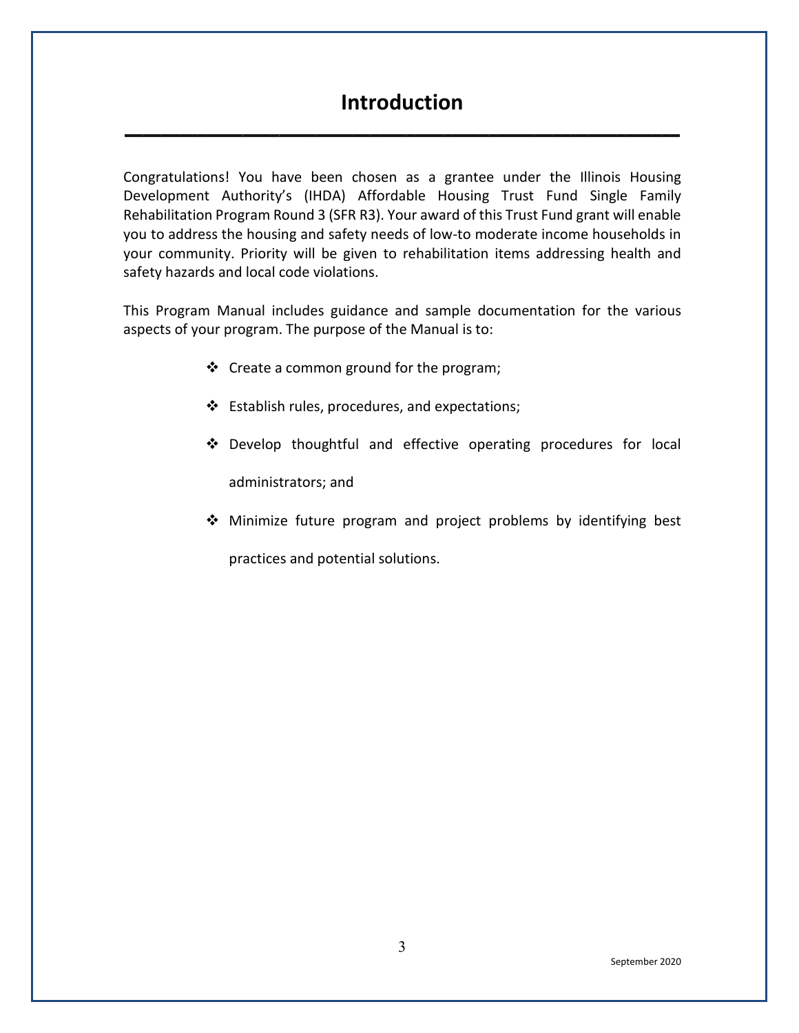# Introduction

Congratulations! You have been chosen as a grantee under the Illinois Housing Development Authority's (IHDA) Affordable Housing Trust Fund Single Family Rehabilitation Program Round 3 (SFR R3). Your award of this Trust Fund grant will enable you to address the housing and safety needs of low-to moderate income households in your community. Priority will be given to rehabilitation items addressing health and safety hazards and local code violations.

This Program Manual includes guidance and sample documentation for the various aspects of your program. The purpose of the Manual is to:

- ❖ Create a common ground for the program;
- ❖ Establish rules, procedures, and expectations;
- ❖ Develop thoughtful and effective operating procedures for local administrators; and
- ❖ Minimize future program and project problems by identifying best practices and potential solutions.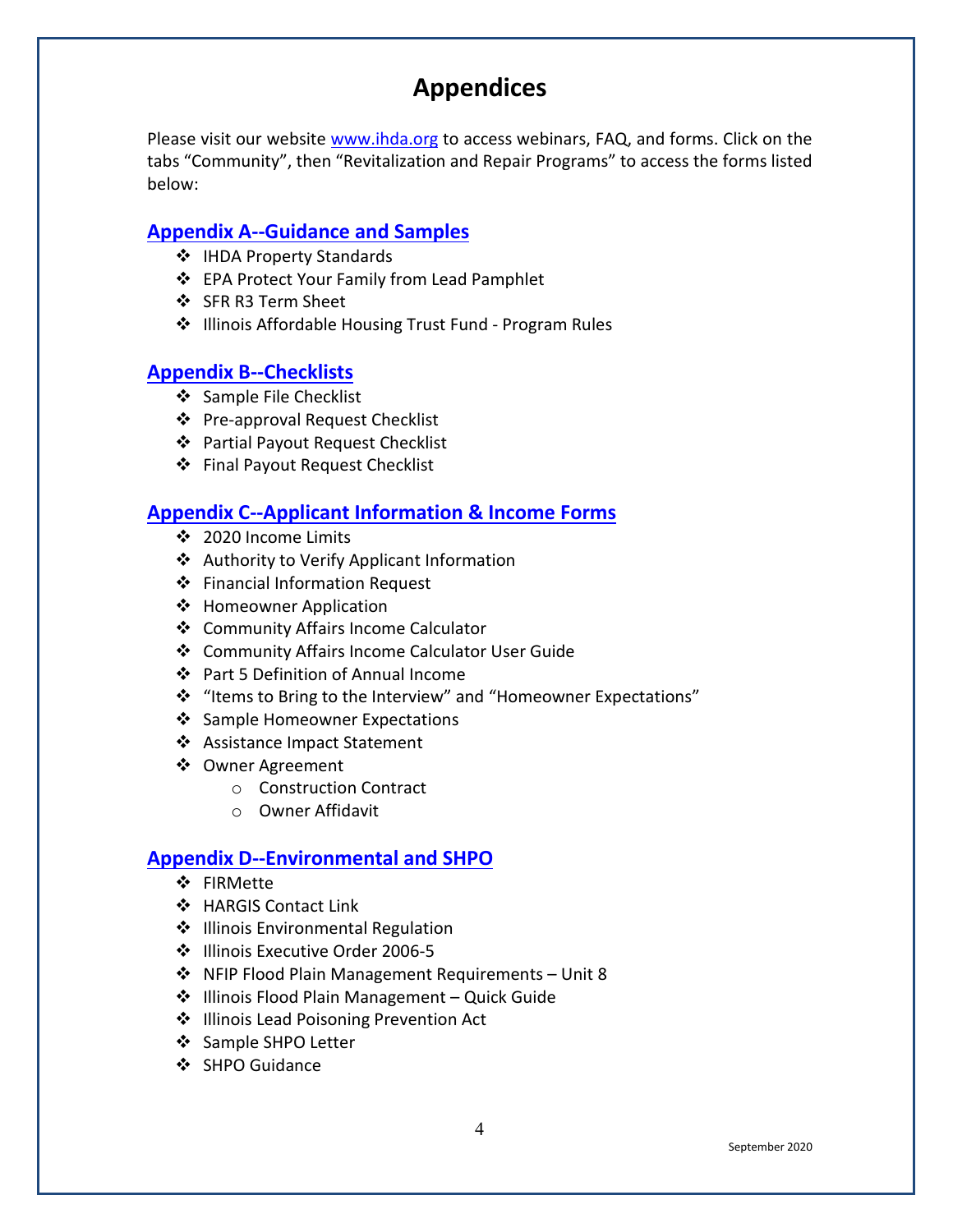# Appendices

Please visit our website www.ihda.org to access webinars, FAQ, and forms. Click on the tabs "Community", then "Revitalization and Repair Programs" to access the forms listed below:

## Appendix A--Guidance and Samples

- IHDA Property Standards
- EPA Protect Your Family from Lead Pamphlet
- SFR R3 Term Sheet
- Illinois Affordable Housing Trust Fund - Program Rules

## Appendix B--Checklists

- Sample File Checklist
- Pre-approval Request Checklist
- Partial Payout Request Checklist
- Final Payout Request Checklist

## Appendix C--Applicant Information & Income Forms

- 2020 Income Limits
- Authority to Verify Applicant Information
- Financial Information Request
- Homeowner Application
- Community Affairs Income Calculator
- Community Affairs Income Calculator User Guide
- Part 5 Definition of Annual Income
- "Items to Bring to the Interview" and "Homeowner Expectations"
- Sample Homeowner Expectations
- Assistance Impact Statement
- Owner Agreement
  - Construction Contract
  - Owner Affidavit

## Appendix D--Environmental and SHPO

- FIRMette
- HARGIS Contact Link
- Illinois Environmental Regulation
- Illinois Executive Order 2006-5
- NFIP Flood Plain Management Requirements – Unit 8
- Illinois Flood Plain Management – Quick Guide
- Illinois Lead Poisoning Prevention Act
- Sample SHPO Letter
- SHPO Guidance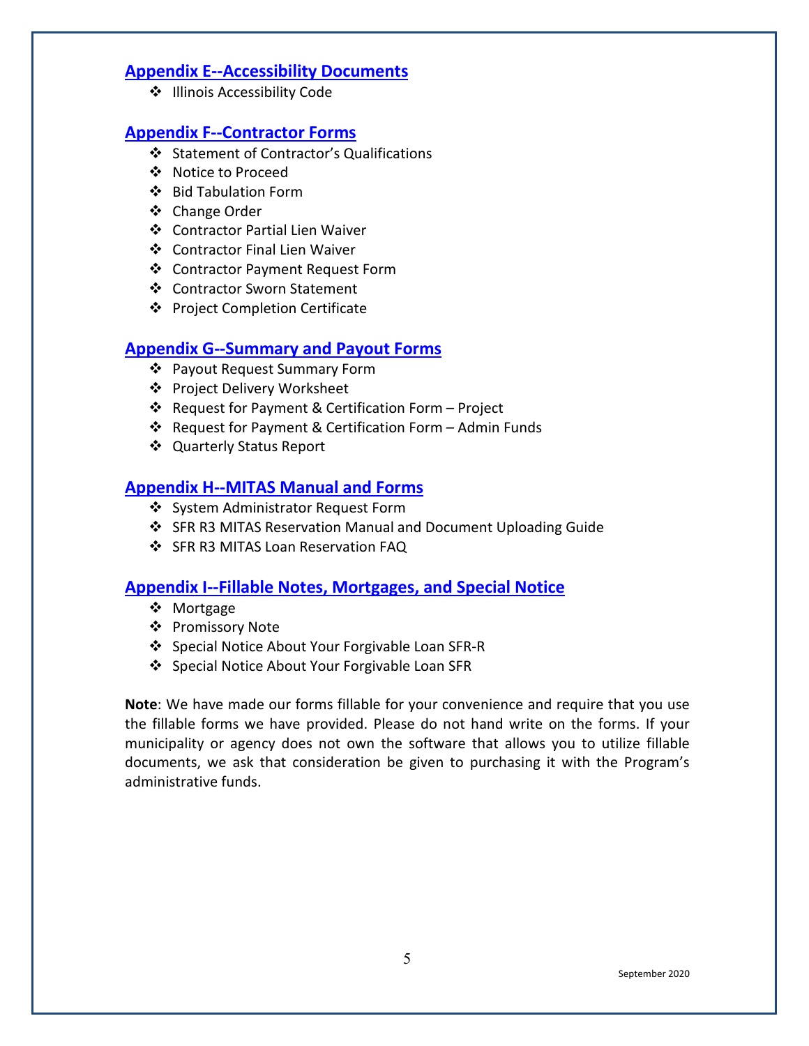## Appendix E--Accessibility Documents

- Illinois Accessibility Code

## Appendix F--Contractor Forms

- Statement of Contractor's Qualifications
- Notice to Proceed
- Bid Tabulation Form
- Change Order
- Contractor Partial Lien Waiver
- Contractor Final Lien Waiver
- Contractor Payment Request Form
- Contractor Sworn Statement
- Project Completion Certificate

## Appendix G--Summary and Payout Forms

- Payout Request Summary Form
- Project Delivery Worksheet
- Request for Payment & Certification Form – Project
- Request for Payment & Certification Form – Admin Funds
- Quarterly Status Report

## Appendix H--MITAS Manual and Forms

- System Administrator Request Form
- SFR R3 MITAS Reservation Manual and Document Uploading Guide
- SFR R3 MITAS Loan Reservation FAQ

## Appendix I--Fillable Notes, Mortgages, and Special Notice

- Mortgage
- Promissory Note
- Special Notice About Your Forgivable Loan SFR-R
- Special Notice About Your Forgivable Loan SFR

**Note**: We have made our forms fillable for your convenience and require that you use the fillable forms we have provided. Please do not hand write on the forms. If your municipality or agency does not own the software that allows you to utilize fillable documents, we ask that consideration be given to purchasing it with the Program's administrative funds.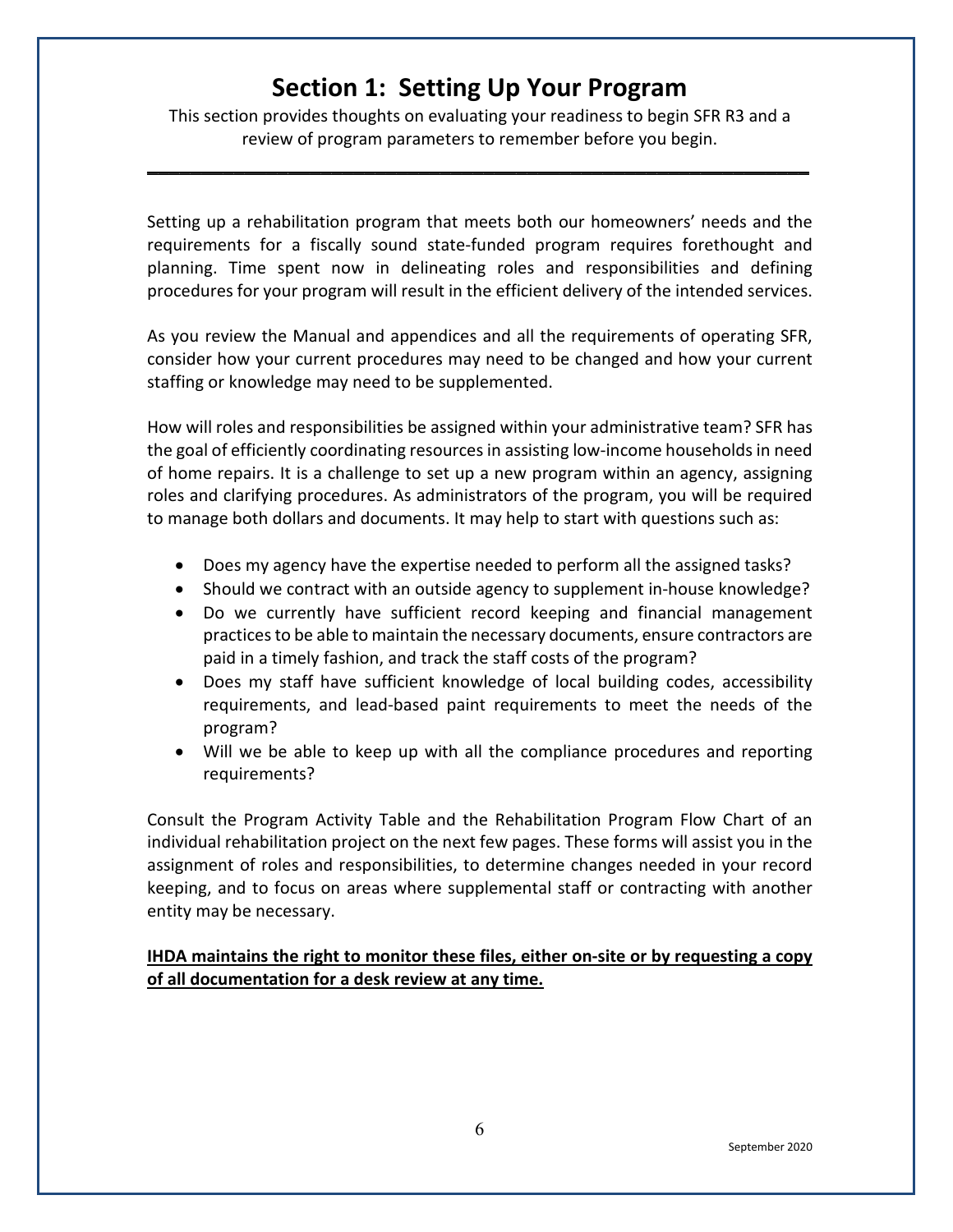# Section 1: Setting Up Your Program

This section provides thoughts on evaluating your readiness to begin SFR R3 and a review of program parameters to remember before you begin.

---

Setting up a rehabilitation program that meets both our homeowners' needs and the requirements for a fiscally sound state-funded program requires forethought and planning. Time spent now in delineating roles and responsibilities and defining procedures for your program will result in the efficient delivery of the intended services.

As you review the Manual and appendices and all the requirements of operating SFR, consider how your current procedures may need to be changed and how your current staffing or knowledge may need to be supplemented.

How will roles and responsibilities be assigned within your administrative team? SFR has the goal of efficiently coordinating resources in assisting low-income households in need of home repairs. It is a challenge to set up a new program within an agency, assigning roles and clarifying procedures. As administrators of the program, you will be required to manage both dollars and documents. It may help to start with questions such as:

- Does my agency have the expertise needed to perform all the assigned tasks?
- Should we contract with an outside agency to supplement in-house knowledge?
- Do we currently have sufficient record keeping and financial management practices to be able to maintain the necessary documents, ensure contractors are paid in a timely fashion, and track the staff costs of the program?
- Does my staff have sufficient knowledge of local building codes, accessibility requirements, and lead-based paint requirements to meet the needs of the program?
- Will we be able to keep up with all the compliance procedures and reporting requirements?

Consult the Program Activity Table and the Rehabilitation Program Flow Chart of an individual rehabilitation project on the next few pages. These forms will assist you in the assignment of roles and responsibilities, to determine changes needed in your record keeping, and to focus on areas where supplemental staff or contracting with another entity may be necessary.

**IHDA maintains the right to monitor these files, either on-site or by requesting a copy of all documentation for a desk review at any time.**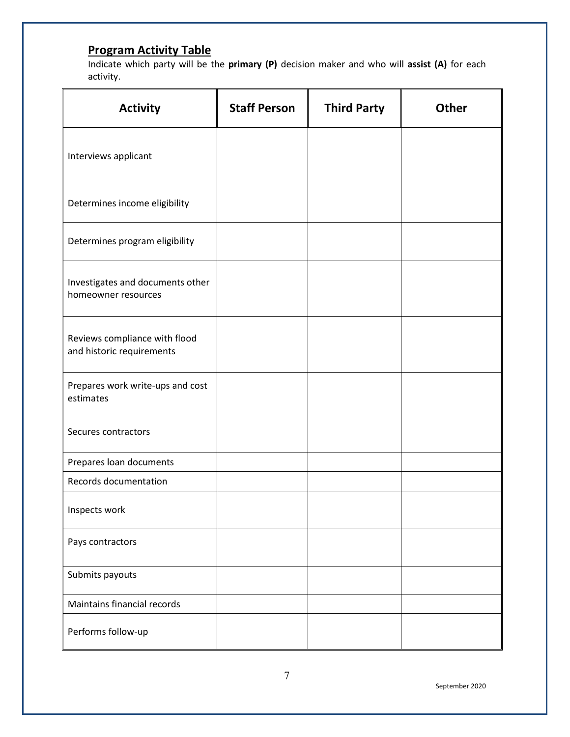## Program Activity Table

Indicate which party will be the **primary (P)** decision maker and who will **assist (A)** for each activity.

| Activity | Staff Person | Third Party | Other |
|---|---|---|---|
| Interviews applicant | | | |
| Determines income eligibility | | | |
| Determines program eligibility | | | |
| Investigates and documents other homeowner resources | | | |
| Reviews compliance with flood and historic requirements | | | |
| Prepares work write-ups and cost estimates | | | |
| Secures contractors | | | |
| Prepares loan documents | | | |
| Records documentation | | | |
| Inspects work | | | |
| Pays contractors | | | |
| Submits payouts | | | |
| Maintains financial records | | | |
| Performs follow-up | | | |

September 2020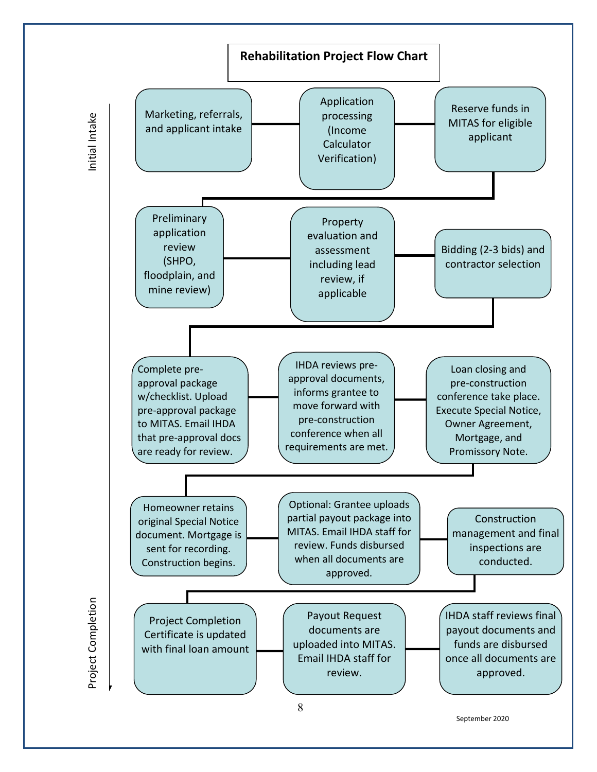# Rehabilitation Project Flow Chart

Initial Intake

1. Marketing, referrals, and applicant intake
2. Application processing (Income Calculator Verification)
3. Reserve funds in MITAS for eligible applicant
4. Preliminary application review (SHPO, floodplain, and mine review)
5. Property evaluation and assessment including lead review, if applicable
6. Bidding (2-3 bids) and contractor selection
7. Complete pre-approval package w/checklist. Upload pre-approval package to MITAS. Email IHDA that pre-approval docs are ready for review.
8. IHDA reviews pre-approval documents, informs grantee to move forward with pre-construction conference when all requirements are met.
9. Loan closing and pre-construction conference take place. Execute Special Notice, Owner Agreement, Mortgage, and Promissory Note.
10. Homeowner retains original Special Notice document. Mortgage is sent for recording. Construction begins.
11. Optional: Grantee uploads partial payout package into MITAS. Email IHDA staff for review. Funds disbursed when all documents are approved.
12. Construction management and final inspections are conducted.
13. Project Completion Certificate is updated with final loan amount
14. Payout Request documents are uploaded into MITAS. Email IHDA staff for review.
15. IHDA staff reviews final payout documents and funds are disbursed once all documents are approved.

Project Completion

September 2020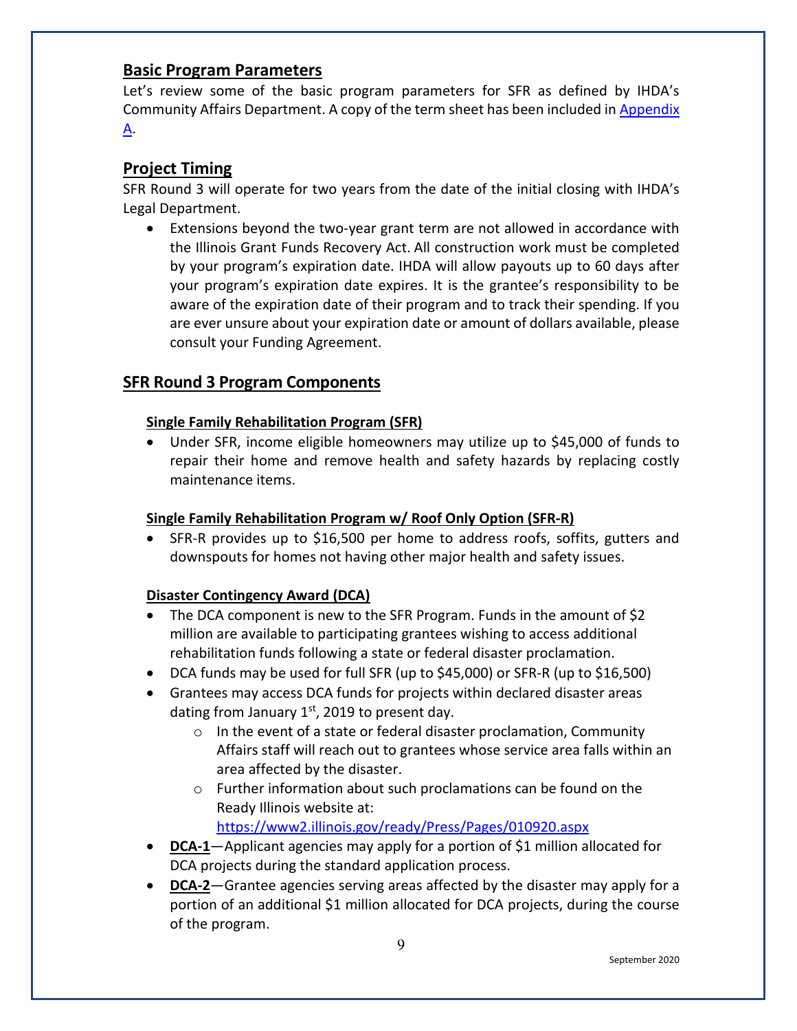## Basic Program Parameters

Let's review some of the basic program parameters for SFR as defined by IHDA's Community Affairs Department. A copy of the term sheet has been included in Appendix A.

## Project Timing

SFR Round 3 will operate for two years from the date of the initial closing with IHDA's Legal Department.

- Extensions beyond the two-year grant term are not allowed in accordance with the Illinois Grant Funds Recovery Act. All construction work must be completed by your program's expiration date. IHDA will allow payouts up to 60 days after your program's expiration date expires. It is the grantee's responsibility to be aware of the expiration date of their program and to track their spending. If you are ever unsure about your expiration date or amount of dollars available, please consult your Funding Agreement.

## SFR Round 3 Program Components

### Single Family Rehabilitation Program (SFR)

- Under SFR, income eligible homeowners may utilize up to $45,000 of funds to repair their home and remove health and safety hazards by replacing costly maintenance items.

### Single Family Rehabilitation Program w/ Roof Only Option (SFR-R)

- SFR-R provides up to $16,500 per home to address roofs, soffits, gutters and downspouts for homes not having other major health and safety issues.

### Disaster Contingency Award (DCA)

- The DCA component is new to the SFR Program. Funds in the amount of $2 million are available to participating grantees wishing to access additional rehabilitation funds following a state or federal disaster proclamation.
- DCA funds may be used for full SFR (up to $45,000) or SFR-R (up to $16,500)
- Grantees may access DCA funds for projects within declared disaster areas dating from January 1st, 2019 to present day.
  - In the event of a state or federal disaster proclamation, Community Affairs staff will reach out to grantees whose service area falls within an area affected by the disaster.
  - Further information about such proclamations can be found on the Ready Illinois website at: https://www2.illinois.gov/ready/Press/Pages/010920.aspx
- **DCA-1**—Applicant agencies may apply for a portion of $1 million allocated for DCA projects during the standard application process.
- **DCA-2**—Grantee agencies serving areas affected by the disaster may apply for a portion of an additional $1 million allocated for DCA projects, during the course of the program.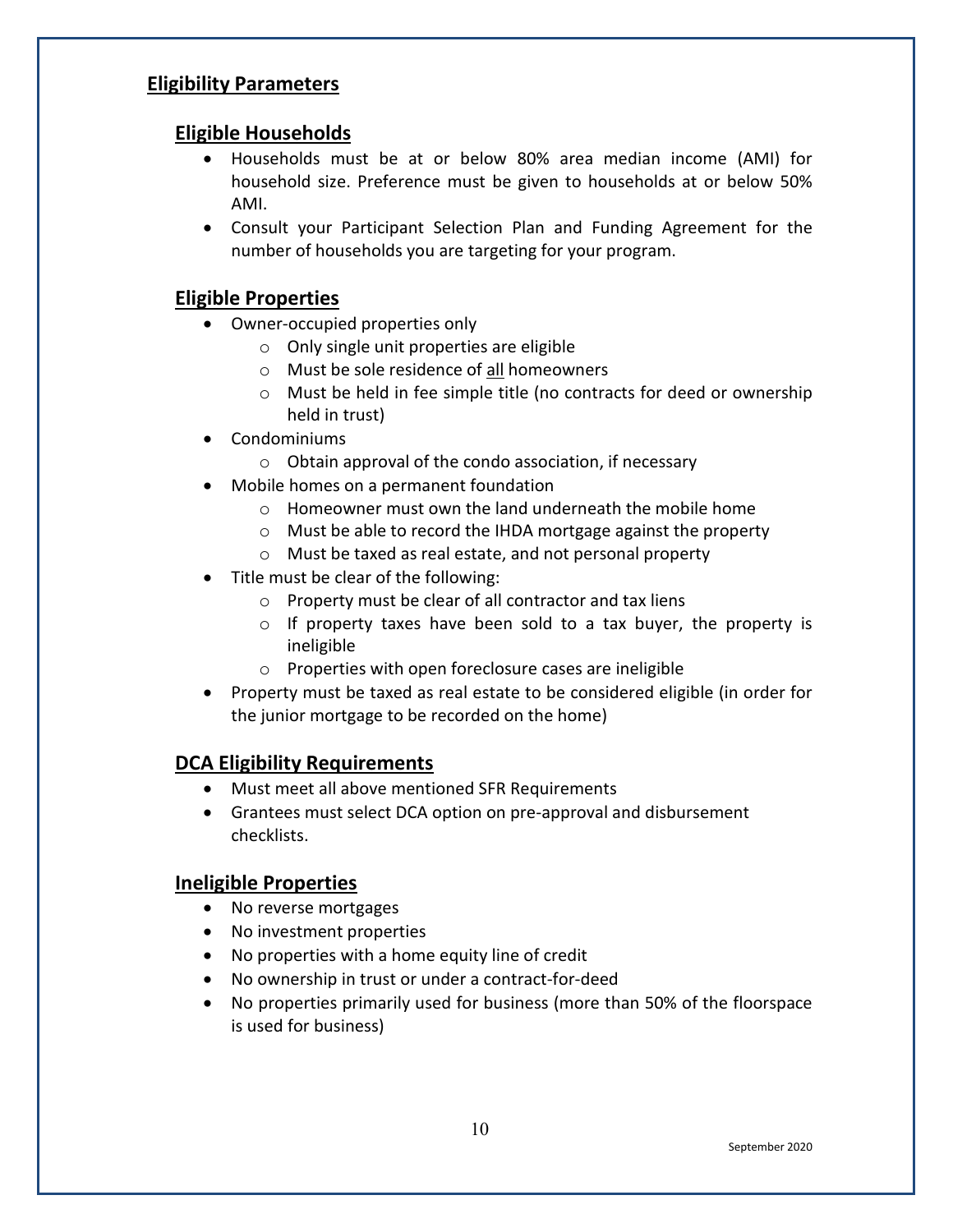## Eligibility Parameters

### Eligible Households

- Households must be at or below 80% area median income (AMI) for household size. Preference must be given to households at or below 50% AMI.
- Consult your Participant Selection Plan and Funding Agreement for the number of households you are targeting for your program.

### Eligible Properties

- Owner-occupied properties only
  - Only single unit properties are eligible
  - Must be sole residence of <u>all</u> homeowners
  - Must be held in fee simple title (no contracts for deed or ownership held in trust)
- Condominiums
  - Obtain approval of the condo association, if necessary
- Mobile homes on a permanent foundation
  - Homeowner must own the land underneath the mobile home
  - Must be able to record the IHDA mortgage against the property
  - Must be taxed as real estate, and not personal property
- Title must be clear of the following:
  - Property must be clear of all contractor and tax liens
  - If property taxes have been sold to a tax buyer, the property is ineligible
  - Properties with open foreclosure cases are ineligible
- Property must be taxed as real estate to be considered eligible (in order for the junior mortgage to be recorded on the home)

### DCA Eligibility Requirements

- Must meet all above mentioned SFR Requirements
- Grantees must select DCA option on pre-approval and disbursement checklists.

### Ineligible Properties

- No reverse mortgages
- No investment properties
- No properties with a home equity line of credit
- No ownership in trust or under a contract-for-deed
- No properties primarily used for business (more than 50% of the floorspace is used for business)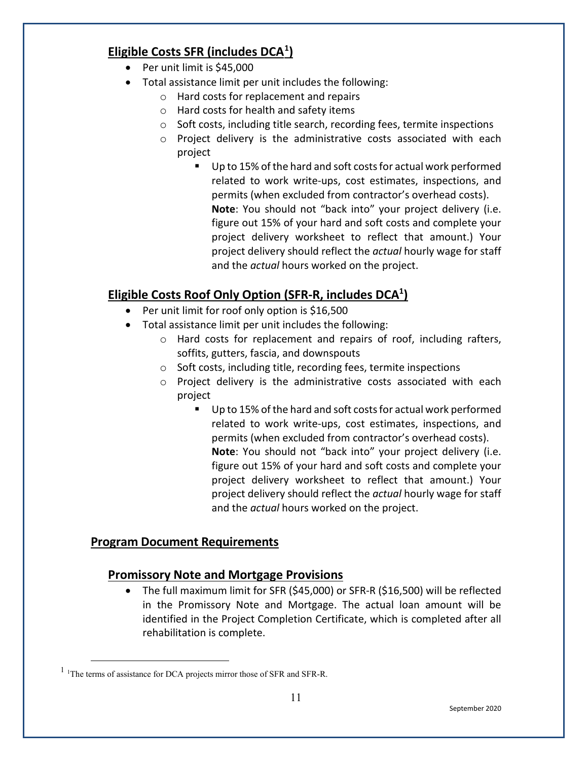## Eligible Costs SFR (includes DCA[1])

- Per unit limit is $45,000
- Total assistance limit per unit includes the following:
  - Hard costs for replacement and repairs
  - Hard costs for health and safety items
  - Soft costs, including title search, recording fees, termite inspections
  - Project delivery is the administrative costs associated with each project
    - Up to 15% of the hard and soft costs for actual work performed related to work write-ups, cost estimates, inspections, and permits (when excluded from contractor's overhead costs).
      **Note**: You should not "back into" your project delivery (i.e. figure out 15% of your hard and soft costs and complete your project delivery worksheet to reflect that amount.) Your project delivery should reflect the *actual* hourly wage for staff and the *actual* hours worked on the project.

## Eligible Costs Roof Only Option (SFR-R, includes DCA[1])

- Per unit limit for roof only option is $16,500
- Total assistance limit per unit includes the following:
  - Hard costs for replacement and repairs of roof, including rafters, soffits, gutters, fascia, and downspouts
  - Soft costs, including title, recording fees, termite inspections
  - Project delivery is the administrative costs associated with each project
    - Up to 15% of the hard and soft costs for actual work performed related to work write-ups, cost estimates, inspections, and permits (when excluded from contractor's overhead costs).
      **Note**: You should not "back into" your project delivery (i.e. figure out 15% of your hard and soft costs and complete your project delivery worksheet to reflect that amount.) Your project delivery should reflect the *actual* hourly wage for staff and the *actual* hours worked on the project.

# Program Document Requirements

## Promissory Note and Mortgage Provisions

- The full maximum limit for SFR ($45,000) or SFR-R ($16,500) will be reflected in the Promissory Note and Mortgage. The actual loan amount will be identified in the Project Completion Certificate, which is completed after all rehabilitation is complete.

---

[1] The terms of assistance for DCA projects mirror those of SFR and SFR-R.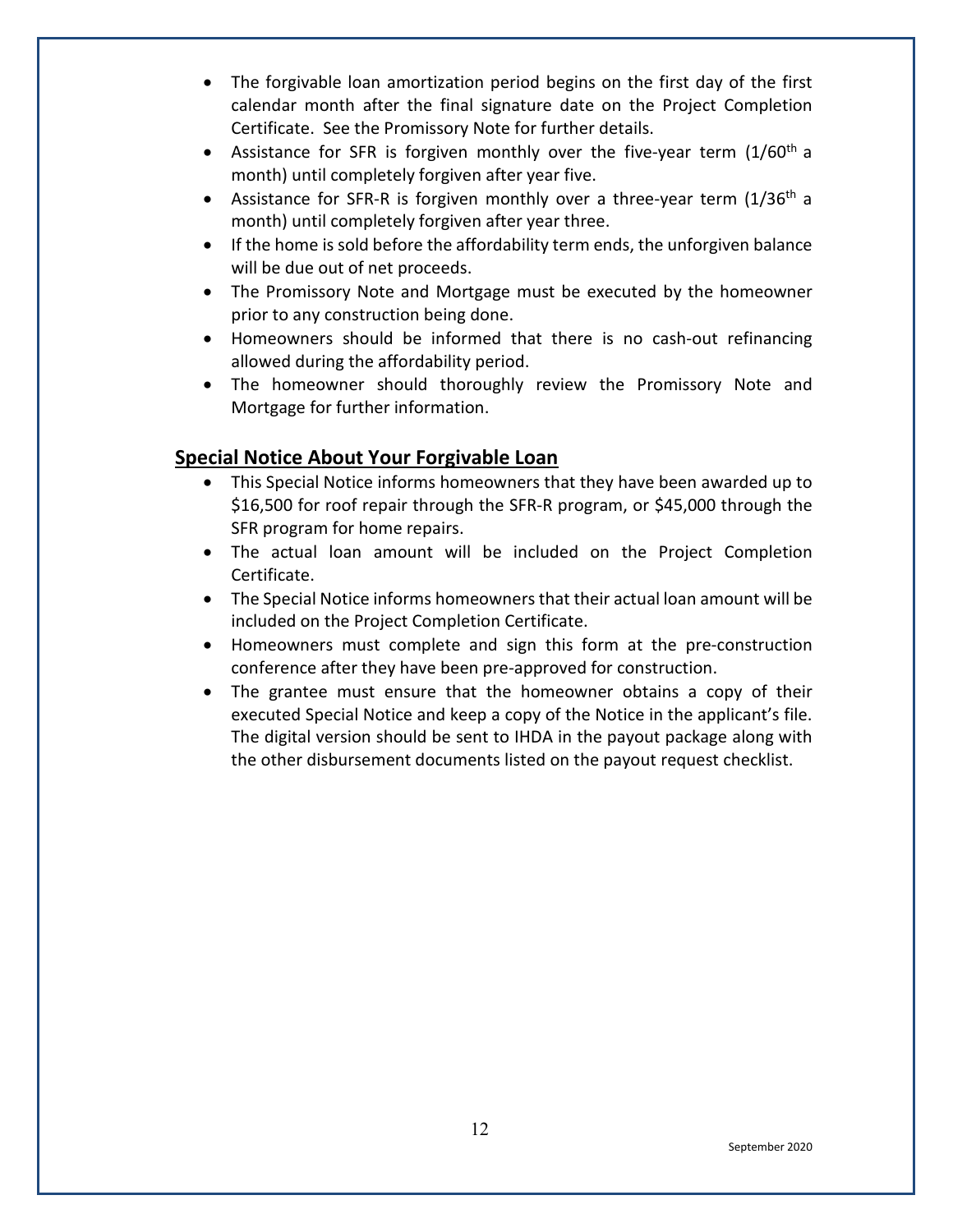- The forgivable loan amortization period begins on the first day of the first calendar month after the final signature date on the Project Completion Certificate. See the Promissory Note for further details.
- Assistance for SFR is forgiven monthly over the five-year term (1/60th a month) until completely forgiven after year five.
- Assistance for SFR-R is forgiven monthly over a three-year term (1/36th a month) until completely forgiven after year three.
- If the home is sold before the affordability term ends, the unforgiven balance will be due out of net proceeds.
- The Promissory Note and Mortgage must be executed by the homeowner prior to any construction being done.
- Homeowners should be informed that there is no cash-out refinancing allowed during the affordability period.
- The homeowner should thoroughly review the Promissory Note and Mortgage for further information.

## Special Notice About Your Forgivable Loan

- This Special Notice informs homeowners that they have been awarded up to $16,500 for roof repair through the SFR-R program, or $45,000 through the SFR program for home repairs.
- The actual loan amount will be included on the Project Completion Certificate.
- The Special Notice informs homeowners that their actual loan amount will be included on the Project Completion Certificate.
- Homeowners must complete and sign this form at the pre-construction conference after they have been pre-approved for construction.
- The grantee must ensure that the homeowner obtains a copy of their executed Special Notice and keep a copy of the Notice in the applicant's file. The digital version should be sent to IHDA in the payout package along with the other disbursement documents listed on the payout request checklist.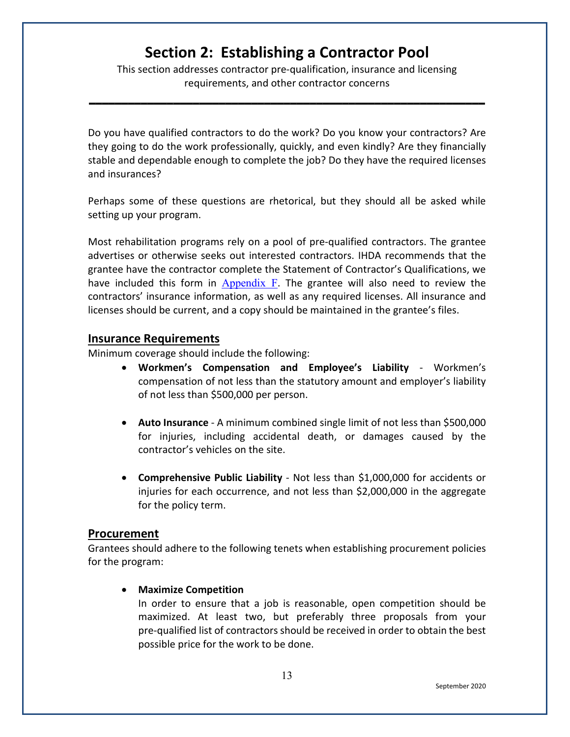# Section 2: Establishing a Contractor Pool

This section addresses contractor pre-qualification, insurance and licensing requirements, and other contractor concerns

---

Do you have qualified contractors to do the work? Do you know your contractors? Are they going to do the work professionally, quickly, and even kindly? Are they financially stable and dependable enough to complete the job? Do they have the required licenses and insurances?

Perhaps some of these questions are rhetorical, but they should all be asked while setting up your program.

Most rehabilitation programs rely on a pool of pre-qualified contractors. The grantee advertises or otherwise seeks out interested contractors. IHDA recommends that the grantee have the contractor complete the Statement of Contractor's Qualifications, we have included this form in Appendix F. The grantee will also need to review the contractors' insurance information, as well as any required licenses. All insurance and licenses should be current, and a copy should be maintained in the grantee's files.

## Insurance Requirements

Minimum coverage should include the following:

- **Workmen's Compensation and Employee's Liability** - Workmen's compensation of not less than the statutory amount and employer's liability of not less than $500,000 per person.
- **Auto Insurance** - A minimum combined single limit of not less than $500,000 for injuries, including accidental death, or damages caused by the contractor's vehicles on the site.
- **Comprehensive Public Liability** - Not less than $1,000,000 for accidents or injuries for each occurrence, and not less than $2,000,000 in the aggregate for the policy term.

## Procurement

Grantees should adhere to the following tenets when establishing procurement policies for the program:

- **Maximize Competition**
  In order to ensure that a job is reasonable, open competition should be maximized. At least two, but preferably three proposals from your pre-qualified list of contractors should be received in order to obtain the best possible price for the work to be done.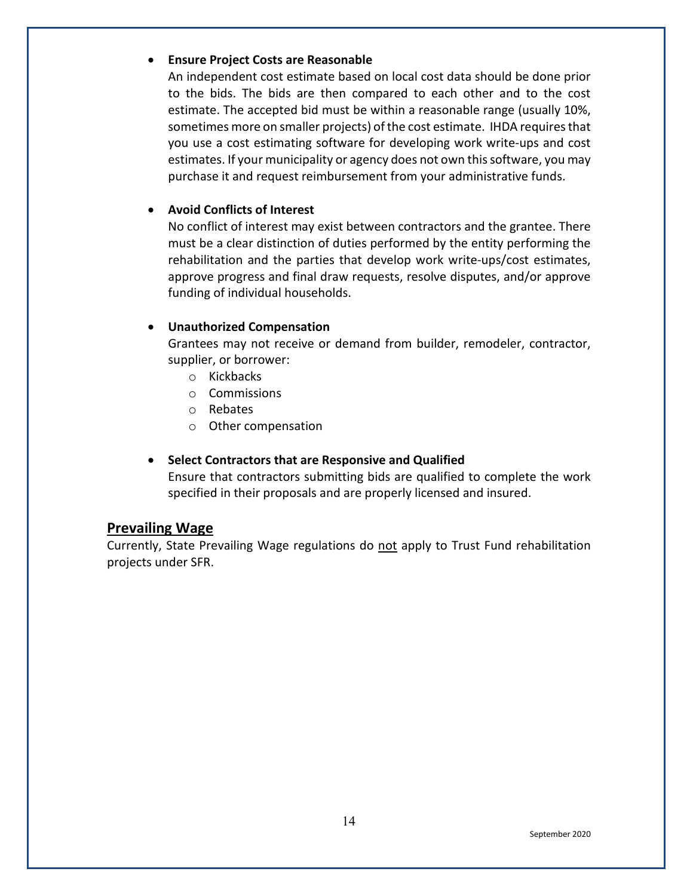- **Ensure Project Costs are Reasonable**
  An independent cost estimate based on local cost data should be done prior to the bids. The bids are then compared to each other and to the cost estimate. The accepted bid must be within a reasonable range (usually 10%, sometimes more on smaller projects) of the cost estimate. IHDA requires that you use a cost estimating software for developing work write-ups and cost estimates. If your municipality or agency does not own this software, you may purchase it and request reimbursement from your administrative funds.

- **Avoid Conflicts of Interest**
  No conflict of interest may exist between contractors and the grantee. There must be a clear distinction of duties performed by the entity performing the rehabilitation and the parties that develop work write-ups/cost estimates, approve progress and final draw requests, resolve disputes, and/or approve funding of individual households.

- **Unauthorized Compensation**
  Grantees may not receive or demand from builder, remodeler, contractor, supplier, or borrower:
  - Kickbacks
  - Commissions
  - Rebates
  - Other compensation

- **Select Contractors that are Responsive and Qualified**
  Ensure that contractors submitting bids are qualified to complete the work specified in their proposals and are properly licensed and insured.

## Prevailing Wage

Currently, State Prevailing Wage regulations do <u>not</u> apply to Trust Fund rehabilitation projects under SFR.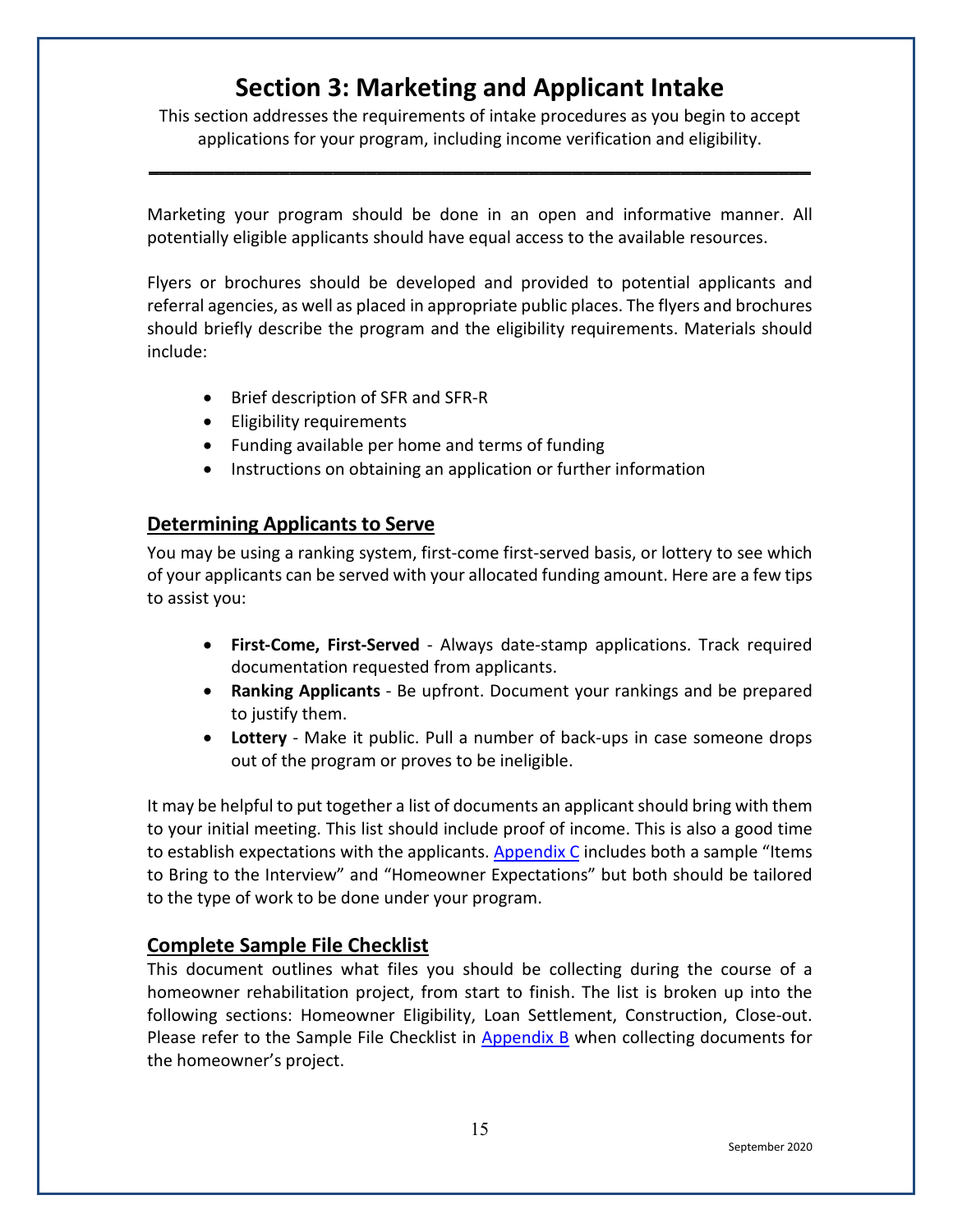# Section 3: Marketing and Applicant Intake

This section addresses the requirements of intake procedures as you begin to accept applications for your program, including income verification and eligibility.

---

Marketing your program should be done in an open and informative manner. All potentially eligible applicants should have equal access to the available resources.

Flyers or brochures should be developed and provided to potential applicants and referral agencies, as well as placed in appropriate public places. The flyers and brochures should briefly describe the program and the eligibility requirements. Materials should include:

- Brief description of SFR and SFR-R
- Eligibility requirements
- Funding available per home and terms of funding
- Instructions on obtaining an application or further information

## Determining Applicants to Serve

You may be using a ranking system, first-come first-served basis, or lottery to see which of your applicants can be served with your allocated funding amount. Here are a few tips to assist you:

- **First-Come, First-Served** - Always date-stamp applications. Track required documentation requested from applicants.
- **Ranking Applicants** - Be upfront. Document your rankings and be prepared to justify them.
- **Lottery** - Make it public. Pull a number of back-ups in case someone drops out of the program or proves to be ineligible.

It may be helpful to put together a list of documents an applicant should bring with them to your initial meeting. This list should include proof of income. This is also a good time to establish expectations with the applicants. Appendix C includes both a sample "Items to Bring to the Interview" and "Homeowner Expectations" but both should be tailored to the type of work to be done under your program.

## Complete Sample File Checklist

This document outlines what files you should be collecting during the course of a homeowner rehabilitation project, from start to finish. The list is broken up into the following sections: Homeowner Eligibility, Loan Settlement, Construction, Close-out. Please refer to the Sample File Checklist in Appendix B when collecting documents for the homeowner's project.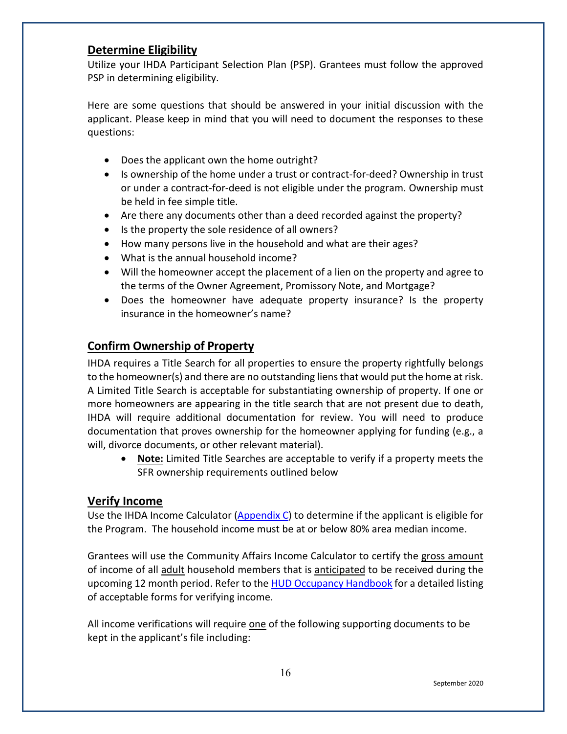## Determine Eligibility

Utilize your IHDA Participant Selection Plan (PSP). Grantees must follow the approved PSP in determining eligibility.

Here are some questions that should be answered in your initial discussion with the applicant. Please keep in mind that you will need to document the responses to these questions:

- Does the applicant own the home outright?
- Is ownership of the home under a trust or contract-for-deed? Ownership in trust or under a contract-for-deed is not eligible under the program. Ownership must be held in fee simple title.
- Are there any documents other than a deed recorded against the property?
- Is the property the sole residence of all owners?
- How many persons live in the household and what are their ages?
- What is the annual household income?
- Will the homeowner accept the placement of a lien on the property and agree to the terms of the Owner Agreement, Promissory Note, and Mortgage?
- Does the homeowner have adequate property insurance? Is the property insurance in the homeowner's name?

## Confirm Ownership of Property

IHDA requires a Title Search for all properties to ensure the property rightfully belongs to the homeowner(s) and there are no outstanding liens that would put the home at risk. A Limited Title Search is acceptable for substantiating ownership of property. If one or more homeowners are appearing in the title search that are not present due to death, IHDA will require additional documentation for review. You will need to produce documentation that proves ownership for the homeowner applying for funding (e.g., a will, divorce documents, or other relevant material).

- **Note:** Limited Title Searches are acceptable to verify if a property meets the SFR ownership requirements outlined below

## Verify Income

Use the IHDA Income Calculator (Appendix C) to determine if the applicant is eligible for the Program. The household income must be at or below 80% area median income.

Grantees will use the Community Affairs Income Calculator to certify the gross amount of income of all adult household members that is anticipated to be received during the upcoming 12 month period. Refer to the HUD Occupancy Handbook for a detailed listing of acceptable forms for verifying income.

All income verifications will require one of the following supporting documents to be kept in the applicant's file including: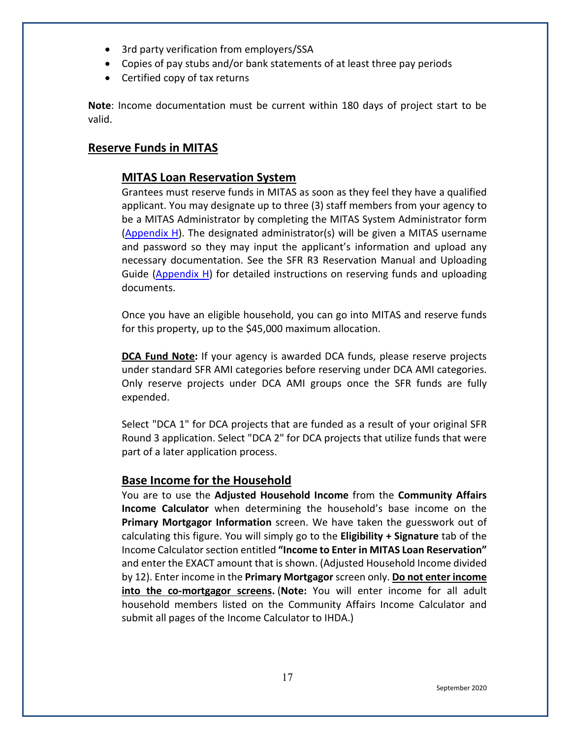- 3rd party verification from employers/SSA
- Copies of pay stubs and/or bank statements of at least three pay periods
- Certified copy of tax returns

**Note**: Income documentation must be current within 180 days of project start to be valid.

## Reserve Funds in MITAS

### MITAS Loan Reservation System

Grantees must reserve funds in MITAS as soon as they feel they have a qualified applicant. You may designate up to three (3) staff members from your agency to be a MITAS Administrator by completing the MITAS System Administrator form (Appendix H). The designated administrator(s) will be given a MITAS username and password so they may input the applicant's information and upload any necessary documentation. See the SFR R3 Reservation Manual and Uploading Guide (Appendix H) for detailed instructions on reserving funds and uploading documents.

Once you have an eligible household, you can go into MITAS and reserve funds for this property, up to the $45,000 maximum allocation.

**DCA Fund Note:** If your agency is awarded DCA funds, please reserve projects under standard SFR AMI categories before reserving under DCA AMI categories. Only reserve projects under DCA AMI groups once the SFR funds are fully expended.

Select "DCA 1" for DCA projects that are funded as a result of your original SFR Round 3 application. Select "DCA 2" for DCA projects that utilize funds that were part of a later application process.

### Base Income for the Household

You are to use the **Adjusted Household Income** from the **Community Affairs Income Calculator** when determining the household's base income on the **Primary Mortgagor Information** screen. We have taken the guesswork out of calculating this figure. You will simply go to the **Eligibility + Signature** tab of the Income Calculator section entitled **"Income to Enter in MITAS Loan Reservation"** and enter the EXACT amount that is shown. (Adjusted Household Income divided by 12). Enter income in the **Primary Mortgagor** screen only. **Do not enter income into the co-mortgagor screens.** (**Note:** You will enter income for all adult household members listed on the Community Affairs Income Calculator and submit all pages of the Income Calculator to IHDA.)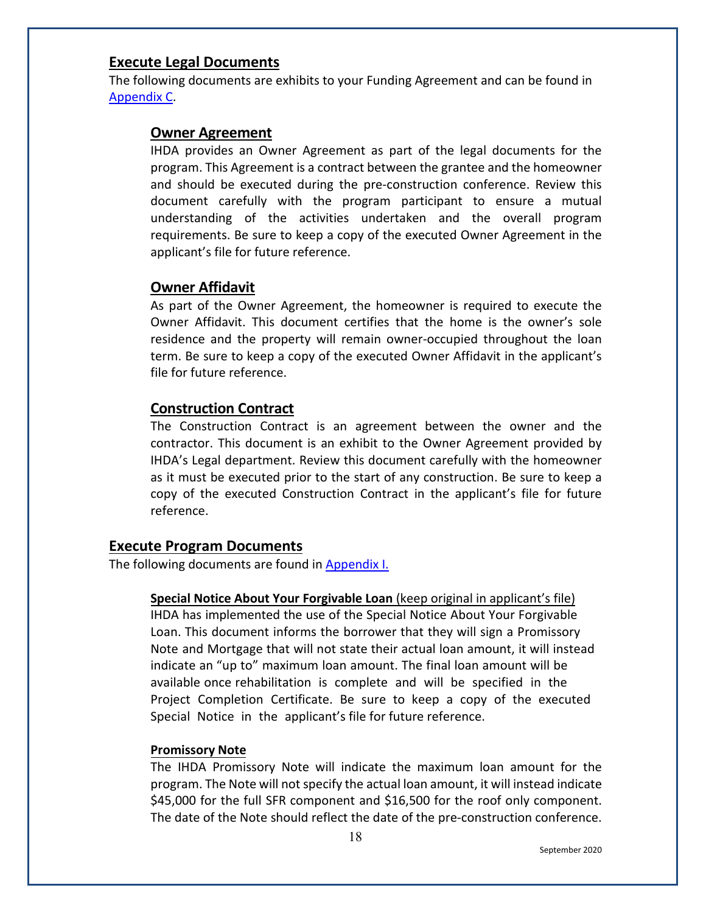## Execute Legal Documents

The following documents are exhibits to your Funding Agreement and can be found in Appendix C.

### Owner Agreement

IHDA provides an Owner Agreement as part of the legal documents for the program. This Agreement is a contract between the grantee and the homeowner and should be executed during the pre-construction conference. Review this document carefully with the program participant to ensure a mutual understanding of the activities undertaken and the overall program requirements. Be sure to keep a copy of the executed Owner Agreement in the applicant's file for future reference.

### Owner Affidavit

As part of the Owner Agreement, the homeowner is required to execute the Owner Affidavit. This document certifies that the home is the owner's sole residence and the property will remain owner-occupied throughout the loan term. Be sure to keep a copy of the executed Owner Affidavit in the applicant's file for future reference.

### Construction Contract

The Construction Contract is an agreement between the owner and the contractor. This document is an exhibit to the Owner Agreement provided by IHDA's Legal department. Review this document carefully with the homeowner as it must be executed prior to the start of any construction. Be sure to keep a copy of the executed Construction Contract in the applicant's file for future reference.

## Execute Program Documents

The following documents are found in Appendix I.

**Special Notice About Your Forgivable Loan** (keep original in applicant's file)

IHDA has implemented the use of the Special Notice About Your Forgivable Loan. This document informs the borrower that they will sign a Promissory Note and Mortgage that will not state their actual loan amount, it will instead indicate an "up to" maximum loan amount. The final loan amount will be available once rehabilitation is complete and will be specified in the Project Completion Certificate. Be sure to keep a copy of the executed Special Notice in the applicant's file for future reference.

**Promissory Note**

The IHDA Promissory Note will indicate the maximum loan amount for the program. The Note will not specify the actual loan amount, it will instead indicate $45,000 for the full SFR component and $16,500 for the roof only component. The date of the Note should reflect the date of the pre-construction conference.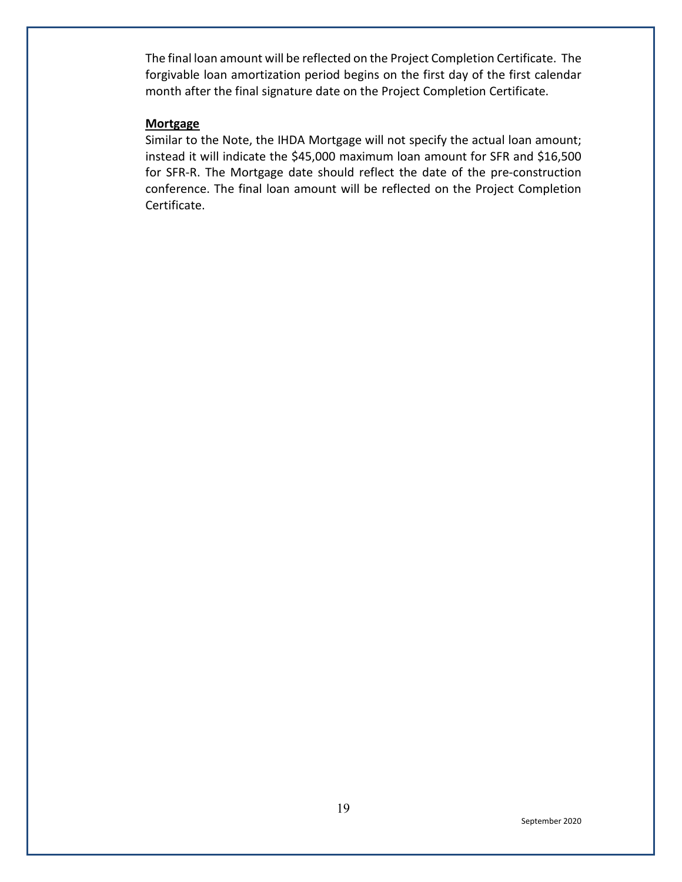The final loan amount will be reflected on the Project Completion Certificate. The forgivable loan amortization period begins on the first day of the first calendar month after the final signature date on the Project Completion Certificate.

**Mortgage**

Similar to the Note, the IHDA Mortgage will not specify the actual loan amount; instead it will indicate the $45,000 maximum loan amount for SFR and $16,500 for SFR-R. The Mortgage date should reflect the date of the pre-construction conference. The final loan amount will be reflected on the Project Completion Certificate.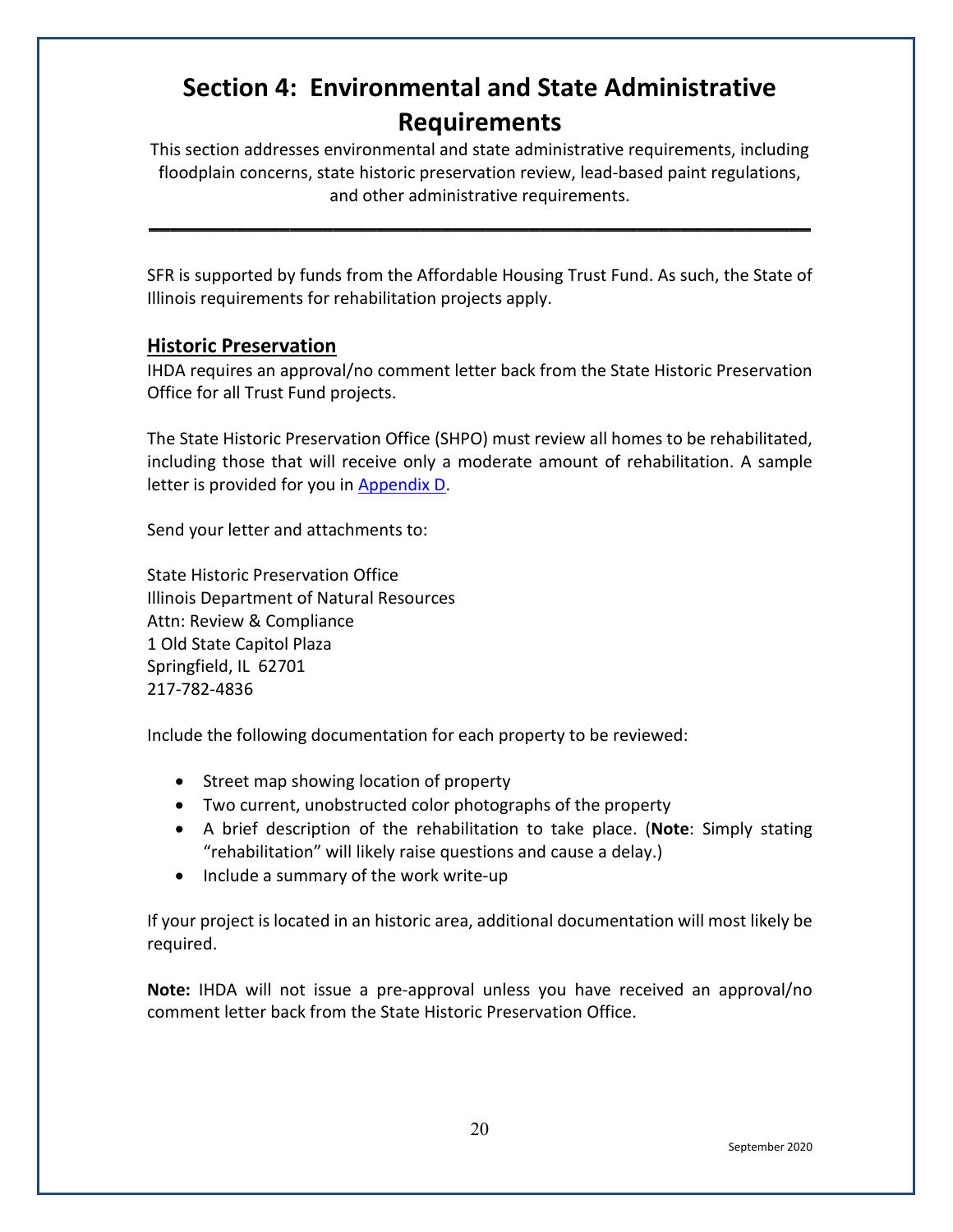# Section 4: Environmental and State Administrative Requirements

This section addresses environmental and state administrative requirements, including floodplain concerns, state historic preservation review, lead-based paint regulations, and other administrative requirements.

---

SFR is supported by funds from the Affordable Housing Trust Fund. As such, the State of Illinois requirements for rehabilitation projects apply.

## Historic Preservation

IHDA requires an approval/no comment letter back from the State Historic Preservation Office for all Trust Fund projects.

The State Historic Preservation Office (SHPO) must review all homes to be rehabilitated, including those that will receive only a moderate amount of rehabilitation. A sample letter is provided for you in Appendix D.

Send your letter and attachments to:

State Historic Preservation Office
Illinois Department of Natural Resources
Attn: Review & Compliance
1 Old State Capitol Plaza
Springfield, IL 62701
217-782-4836

Include the following documentation for each property to be reviewed:

- Street map showing location of property
- Two current, unobstructed color photographs of the property
- A brief description of the rehabilitation to take place. (**Note**: Simply stating "rehabilitation" will likely raise questions and cause a delay.)
- Include a summary of the work write-up

If your project is located in an historic area, additional documentation will most likely be required.

**Note:** IHDA will not issue a pre-approval unless you have received an approval/no comment letter back from the State Historic Preservation Office.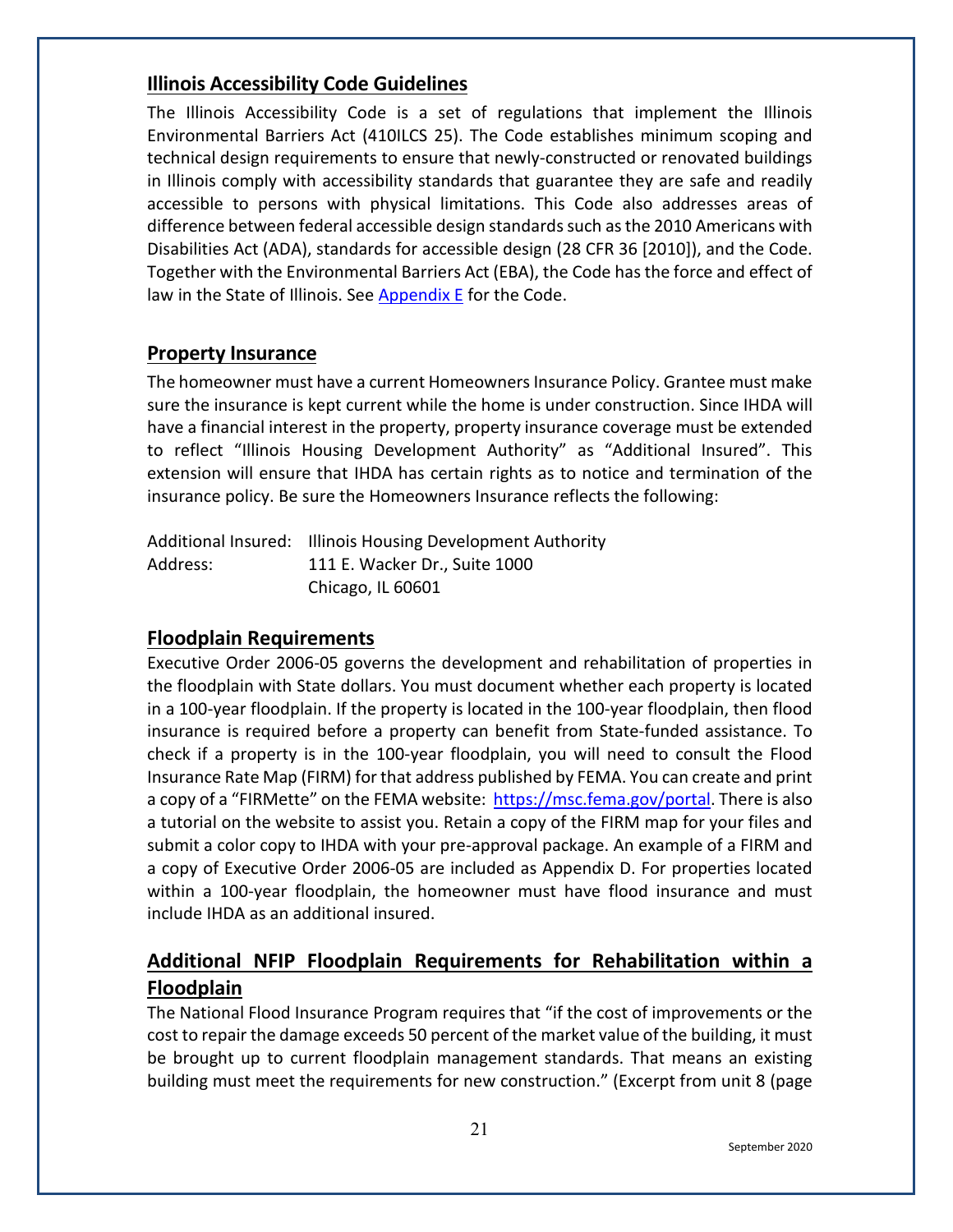## Illinois Accessibility Code Guidelines

The Illinois Accessibility Code is a set of regulations that implement the Illinois Environmental Barriers Act (410ILCS 25). The Code establishes minimum scoping and technical design requirements to ensure that newly-constructed or renovated buildings in Illinois comply with accessibility standards that guarantee they are safe and readily accessible to persons with physical limitations. This Code also addresses areas of difference between federal accessible design standards such as the 2010 Americans with Disabilities Act (ADA), standards for accessible design (28 CFR 36 [2010]), and the Code. Together with the Environmental Barriers Act (EBA), the Code has the force and effect of law in the State of Illinois. See Appendix E for the Code.

## Property Insurance

The homeowner must have a current Homeowners Insurance Policy. Grantee must make sure the insurance is kept current while the home is under construction. Since IHDA will have a financial interest in the property, property insurance coverage must be extended to reflect "Illinois Housing Development Authority" as "Additional Insured". This extension will ensure that IHDA has certain rights as to notice and termination of the insurance policy. Be sure the Homeowners Insurance reflects the following:

Additional Insured: Illinois Housing Development Authority
Address: 111 E. Wacker Dr., Suite 1000
Chicago, IL 60601

## Floodplain Requirements

Executive Order 2006-05 governs the development and rehabilitation of properties in the floodplain with State dollars. You must document whether each property is located in a 100-year floodplain. If the property is located in the 100-year floodplain, then flood insurance is required before a property can benefit from State-funded assistance. To check if a property is in the 100-year floodplain, you will need to consult the Flood Insurance Rate Map (FIRM) for that address published by FEMA. You can create and print a copy of a "FIRMette" on the FEMA website: https://msc.fema.gov/portal. There is also a tutorial on the website to assist you. Retain a copy of the FIRM map for your files and submit a color copy to IHDA with your pre-approval package. An example of a FIRM and a copy of Executive Order 2006-05 are included as Appendix D. For properties located within a 100-year floodplain, the homeowner must have flood insurance and must include IHDA as an additional insured.

## Additional NFIP Floodplain Requirements for Rehabilitation within a Floodplain

The National Flood Insurance Program requires that "if the cost of improvements or the cost to repair the damage exceeds 50 percent of the market value of the building, it must be brought up to current floodplain management standards. That means an existing building must meet the requirements for new construction." (Excerpt from unit 8 (page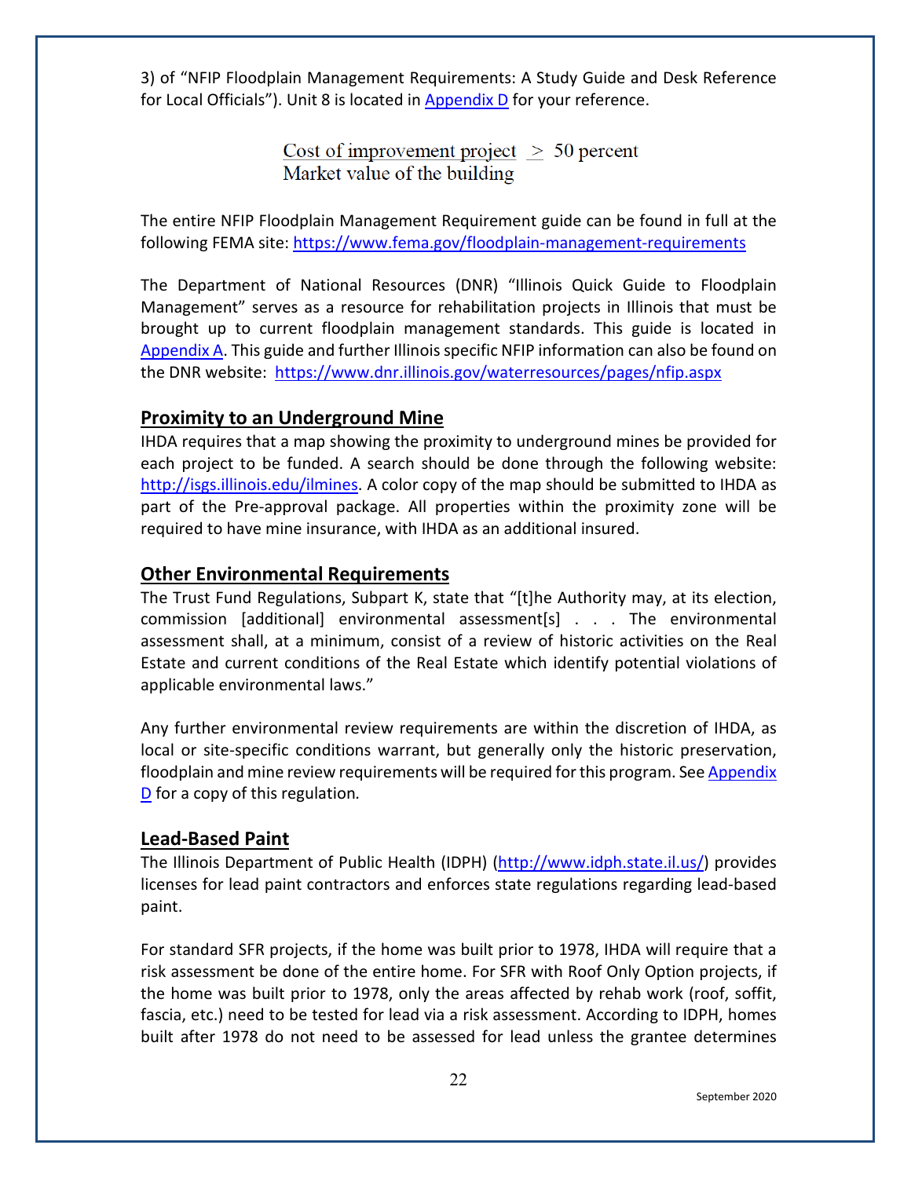3) of "NFIP Floodplain Management Requirements: A Study Guide and Desk Reference for Local Officials"). Unit 8 is located in [Appendix D](#) for your reference.

$$\frac{\text{Cost of improvement project}}{\text{Market value of the building}} \geq 50 \text{ percent}$$

The entire NFIP Floodplain Management Requirement guide can be found in full at the following FEMA site: https://www.fema.gov/floodplain-management-requirements

The Department of National Resources (DNR) "Illinois Quick Guide to Floodplain Management" serves as a resource for rehabilitation projects in Illinois that must be brought up to current floodplain management standards. This guide is located in [Appendix A](#). This guide and further Illinois specific NFIP information can also be found on the DNR website: https://www.dnr.illinois.gov/waterresources/pages/nfip.aspx

## Proximity to an Underground Mine

IHDA requires that a map showing the proximity to underground mines be provided for each project to be funded. A search should be done through the following website: http://isgs.illinois.edu/ilmines. A color copy of the map should be submitted to IHDA as part of the Pre-approval package. All properties within the proximity zone will be required to have mine insurance, with IHDA as an additional insured.

## Other Environmental Requirements

The Trust Fund Regulations, Subpart K, state that "[t]he Authority may, at its election, commission [additional] environmental assessment[s] . . . The environmental assessment shall, at a minimum, consist of a review of historic activities on the Real Estate and current conditions of the Real Estate which identify potential violations of applicable environmental laws."

Any further environmental review requirements are within the discretion of IHDA, as local or site-specific conditions warrant, but generally only the historic preservation, floodplain and mine review requirements will be required for this program. See [Appendix D](#) for a copy of this regulation.

## Lead-Based Paint

The Illinois Department of Public Health (IDPH) (http://www.idph.state.il.us/) provides licenses for lead paint contractors and enforces state regulations regarding lead-based paint.

For standard SFR projects, if the home was built prior to 1978, IHDA will require that a risk assessment be done of the entire home. For SFR with Roof Only Option projects, if the home was built prior to 1978, only the areas affected by rehab work (roof, soffit, fascia, etc.) need to be tested for lead via a risk assessment. According to IDPH, homes built after 1978 do not need to be assessed for lead unless the grantee determines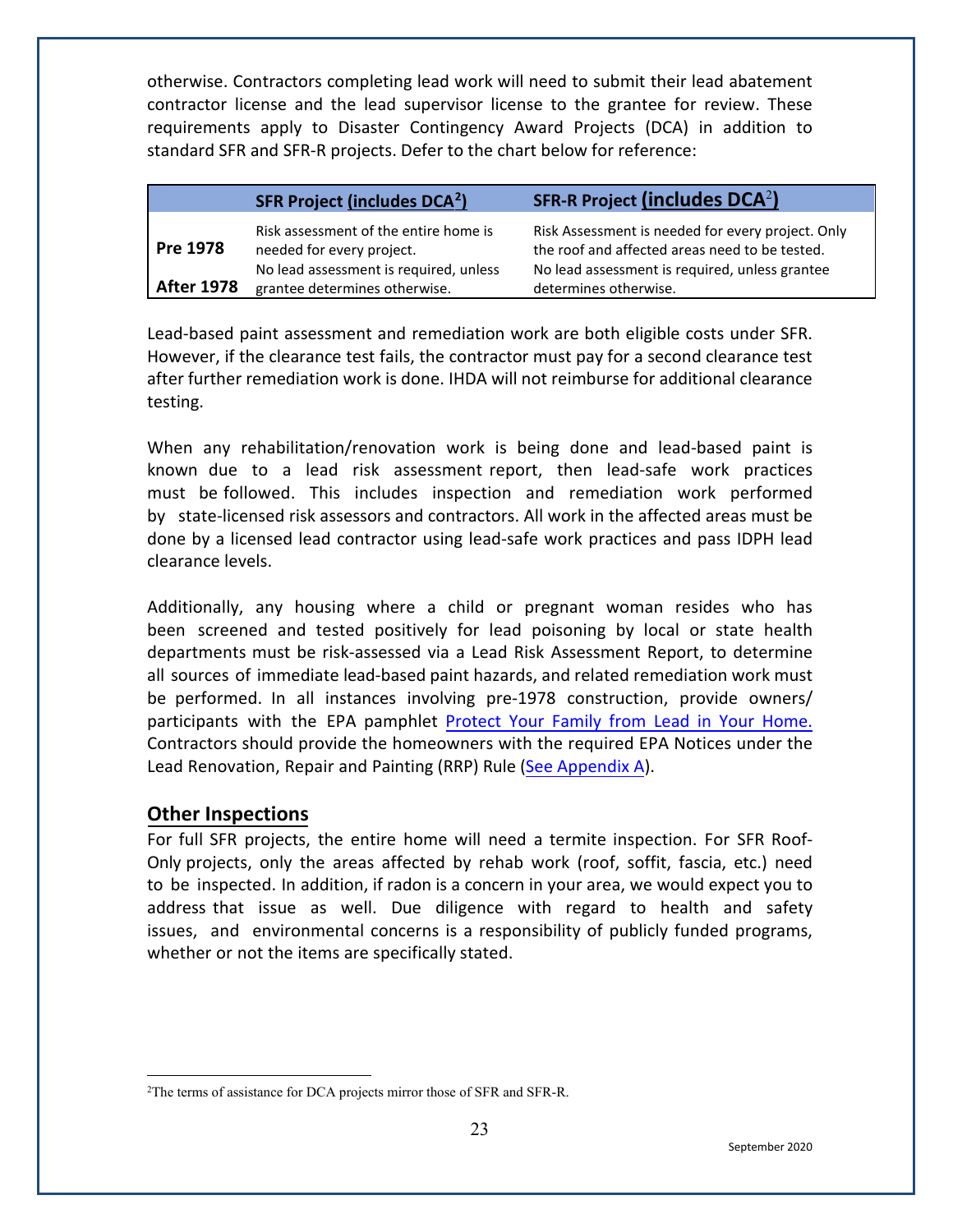otherwise. Contractors completing lead work will need to submit their lead abatement contractor license and the lead supervisor license to the grantee for review. These requirements apply to Disaster Contingency Award Projects (DCA) in addition to standard SFR and SFR-R projects. Defer to the chart below for reference:

| | SFR Project (includes DCA[2]) | SFR-R Project (includes DCA[2]) |
|---|---|---|
| **Pre 1978** | Risk assessment of the entire home is needed for every project. | Risk Assessment is needed for every project. Only the roof and affected areas need to be tested. |
| **After 1978** | No lead assessment is required, unless grantee determines otherwise. | No lead assessment is required, unless grantee determines otherwise. |

Lead-based paint assessment and remediation work are both eligible costs under SFR. However, if the clearance test fails, the contractor must pay for a second clearance test after further remediation work is done. IHDA will not reimburse for additional clearance testing.

When any rehabilitation/renovation work is being done and lead-based paint is known due to a lead risk assessment report, then lead-safe work practices must be followed. This includes inspection and remediation work performed by state-licensed risk assessors and contractors. All work in the affected areas must be done by a licensed lead contractor using lead-safe work practices and pass IDPH lead clearance levels.

Additionally, any housing where a child or pregnant woman resides who has been screened and tested positively for lead poisoning by local or state health departments must be risk-assessed via a Lead Risk Assessment Report, to determine all sources of immediate lead-based paint hazards, and related remediation work must be performed. In all instances involving pre-1978 construction, provide owners/ participants with the EPA pamphlet Protect Your Family from Lead in Your Home. Contractors should provide the homeowners with the required EPA Notices under the Lead Renovation, Repair and Painting (RRP) Rule (See Appendix A).

## Other Inspections

For full SFR projects, the entire home will need a termite inspection. For SFR Roof-Only projects, only the areas affected by rehab work (roof, soffit, fascia, etc.) need to be inspected. In addition, if radon is a concern in your area, we would expect you to address that issue as well. Due diligence with regard to health and safety issues, and environmental concerns is a responsibility of publicly funded programs, whether or not the items are specifically stated.

[2]The terms of assistance for DCA projects mirror those of SFR and SFR-R.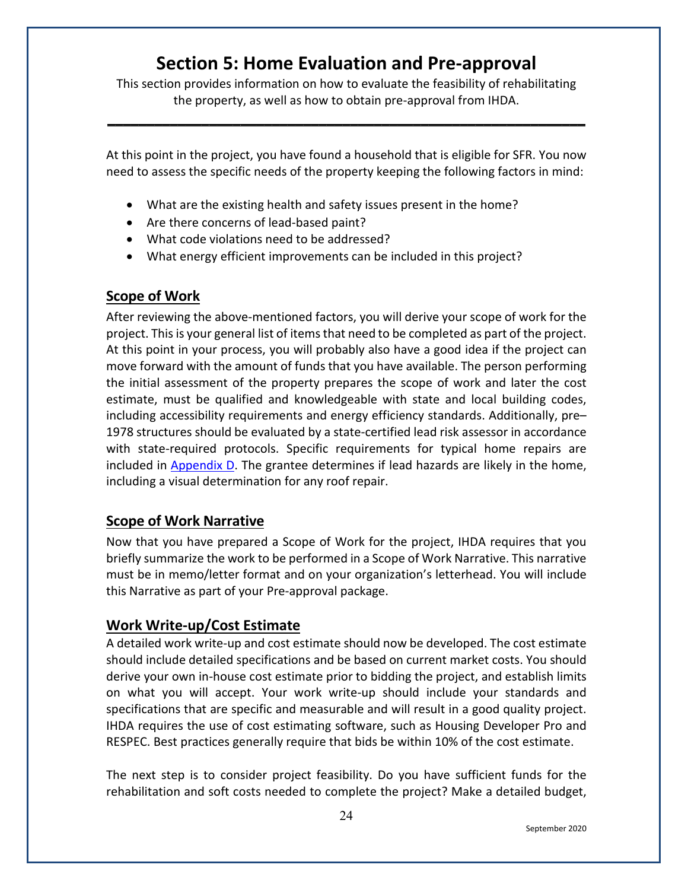# Section 5: Home Evaluation and Pre-approval

This section provides information on how to evaluate the feasibility of rehabilitating the property, as well as how to obtain pre-approval from IHDA.

---

At this point in the project, you have found a household that is eligible for SFR. You now need to assess the specific needs of the property keeping the following factors in mind:

- What are the existing health and safety issues present in the home?
- Are there concerns of lead-based paint?
- What code violations need to be addressed?
- What energy efficient improvements can be included in this project?

## Scope of Work

After reviewing the above-mentioned factors, you will derive your scope of work for the project. This is your general list of items that need to be completed as part of the project. At this point in your process, you will probably also have a good idea if the project can move forward with the amount of funds that you have available. The person performing the initial assessment of the property prepares the scope of work and later the cost estimate, must be qualified and knowledgeable with state and local building codes, including accessibility requirements and energy efficiency standards. Additionally, pre–1978 structures should be evaluated by a state-certified lead risk assessor in accordance with state-required protocols. Specific requirements for typical home repairs are included in Appendix D. The grantee determines if lead hazards are likely in the home, including a visual determination for any roof repair.

## Scope of Work Narrative

Now that you have prepared a Scope of Work for the project, IHDA requires that you briefly summarize the work to be performed in a Scope of Work Narrative. This narrative must be in memo/letter format and on your organization's letterhead. You will include this Narrative as part of your Pre-approval package.

## Work Write-up/Cost Estimate

A detailed work write-up and cost estimate should now be developed. The cost estimate should include detailed specifications and be based on current market costs. You should derive your own in-house cost estimate prior to bidding the project, and establish limits on what you will accept. Your work write-up should include your standards and specifications that are specific and measurable and will result in a good quality project. IHDA requires the use of cost estimating software, such as Housing Developer Pro and RESPEC. Best practices generally require that bids be within 10% of the cost estimate.

The next step is to consider project feasibility. Do you have sufficient funds for the rehabilitation and soft costs needed to complete the project? Make a detailed budget,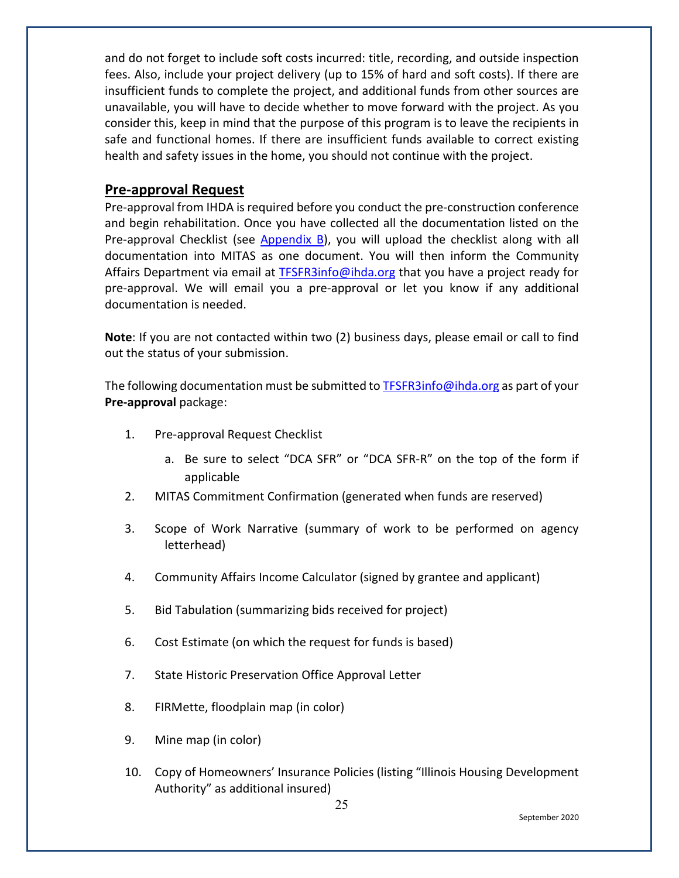and do not forget to include soft costs incurred: title, recording, and outside inspection fees. Also, include your project delivery (up to 15% of hard and soft costs). If there are insufficient funds to complete the project, and additional funds from other sources are unavailable, you will have to decide whether to move forward with the project. As you consider this, keep in mind that the purpose of this program is to leave the recipients in safe and functional homes. If there are insufficient funds available to correct existing health and safety issues in the home, you should not continue with the project.

## Pre-approval Request

Pre-approval from IHDA is required before you conduct the pre-construction conference and begin rehabilitation. Once you have collected all the documentation listed on the Pre-approval Checklist (see Appendix B), you will upload the checklist along with all documentation into MITAS as one document. You will then inform the Community Affairs Department via email at TFSFR3info@ihda.org that you have a project ready for pre-approval. We will email you a pre-approval or let you know if any additional documentation is needed.

**Note**: If you are not contacted within two (2) business days, please email or call to find out the status of your submission.

The following documentation must be submitted to TFSFR3info@ihda.org as part of your **Pre-approval** package:

1. Pre-approval Request Checklist
   a. Be sure to select "DCA SFR" or "DCA SFR-R" on the top of the form if applicable
2. MITAS Commitment Confirmation (generated when funds are reserved)
3. Scope of Work Narrative (summary of work to be performed on agency letterhead)
4. Community Affairs Income Calculator (signed by grantee and applicant)
5. Bid Tabulation (summarizing bids received for project)
6. Cost Estimate (on which the request for funds is based)
7. State Historic Preservation Office Approval Letter
8. FIRMette, floodplain map (in color)
9. Mine map (in color)
10. Copy of Homeowners' Insurance Policies (listing "Illinois Housing Development Authority" as additional insured)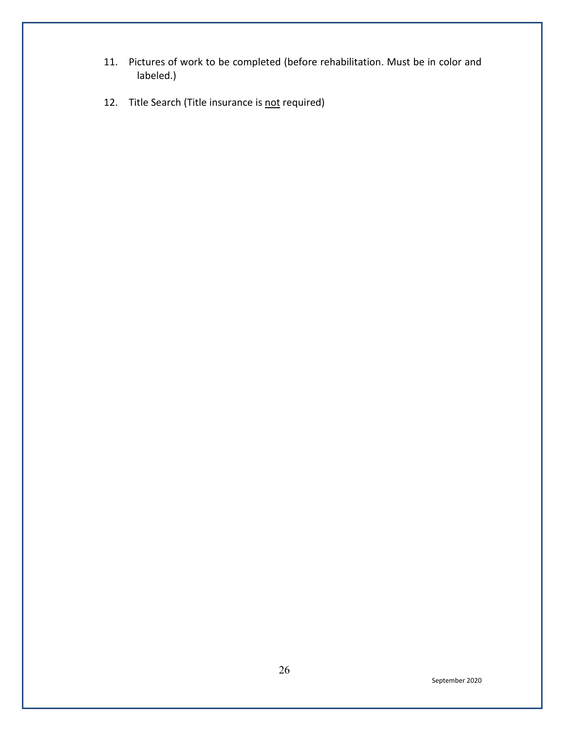11. Pictures of work to be completed (before rehabilitation. Must be in color and labeled.)

12. Title Search (Title insurance is <u>not</u> required)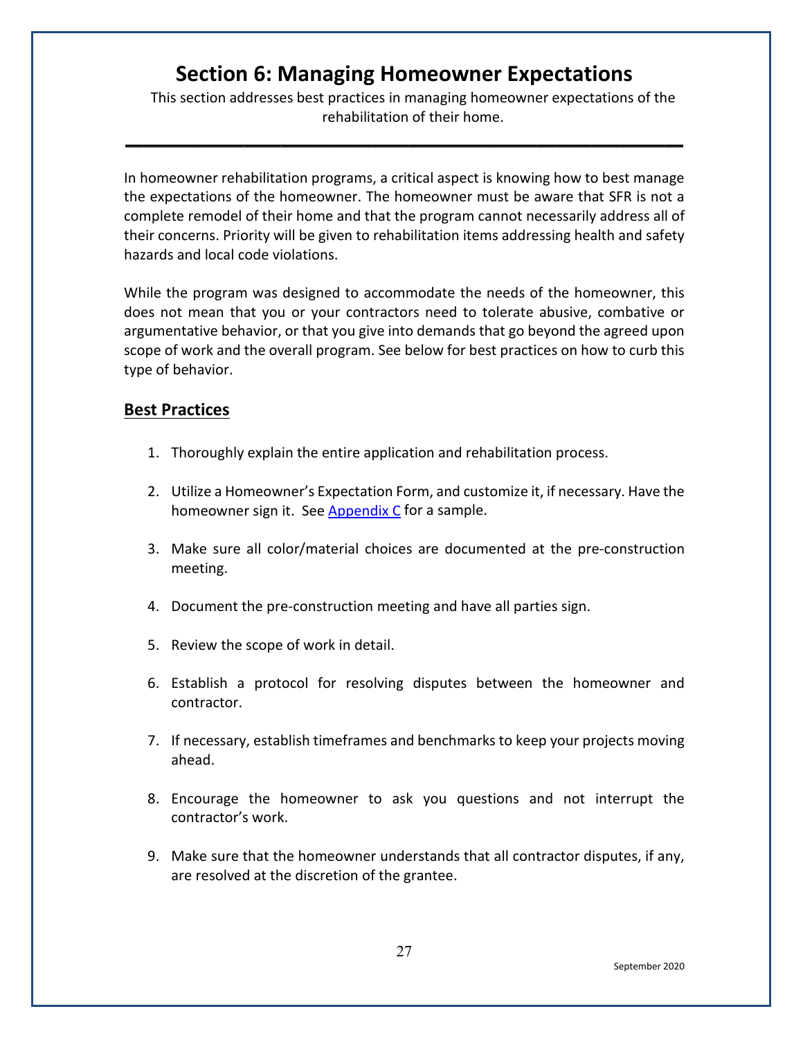# Section 6: Managing Homeowner Expectations

This section addresses best practices in managing homeowner expectations of the rehabilitation of their home.

---

In homeowner rehabilitation programs, a critical aspect is knowing how to best manage the expectations of the homeowner. The homeowner must be aware that SFR is not a complete remodel of their home and that the program cannot necessarily address all of their concerns. Priority will be given to rehabilitation items addressing health and safety hazards and local code violations.

While the program was designed to accommodate the needs of the homeowner, this does not mean that you or your contractors need to tolerate abusive, combative or argumentative behavior, or that you give into demands that go beyond the agreed upon scope of work and the overall program. See below for best practices on how to curb this type of behavior.

## Best Practices

1. Thoroughly explain the entire application and rehabilitation process.
2. Utilize a Homeowner's Expectation Form, and customize it, if necessary. Have the homeowner sign it. See Appendix C for a sample.
3. Make sure all color/material choices are documented at the pre-construction meeting.
4. Document the pre-construction meeting and have all parties sign.
5. Review the scope of work in detail.
6. Establish a protocol for resolving disputes between the homeowner and contractor.
7. If necessary, establish timeframes and benchmarks to keep your projects moving ahead.
8. Encourage the homeowner to ask you questions and not interrupt the contractor's work.
9. Make sure that the homeowner understands that all contractor disputes, if any, are resolved at the discretion of the grantee.

September 2020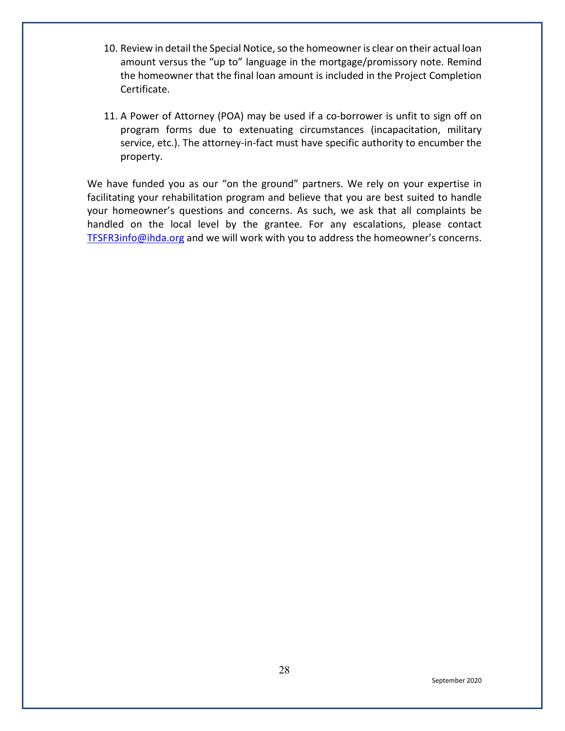10. Review in detail the Special Notice, so the homeowner is clear on their actual loan amount versus the "up to" language in the mortgage/promissory note. Remind the homeowner that the final loan amount is included in the Project Completion Certificate.

11. A Power of Attorney (POA) may be used if a co-borrower is unfit to sign off on program forms due to extenuating circumstances (incapacitation, military service, etc.). The attorney-in-fact must have specific authority to encumber the property.

We have funded you as our "on the ground" partners. We rely on your expertise in facilitating your rehabilitation program and believe that you are best suited to handle your homeowner's questions and concerns. As such, we ask that all complaints be handled on the local level by the grantee. For any escalations, please contact TFSFR3info@ihda.org and we will work with you to address the homeowner's concerns.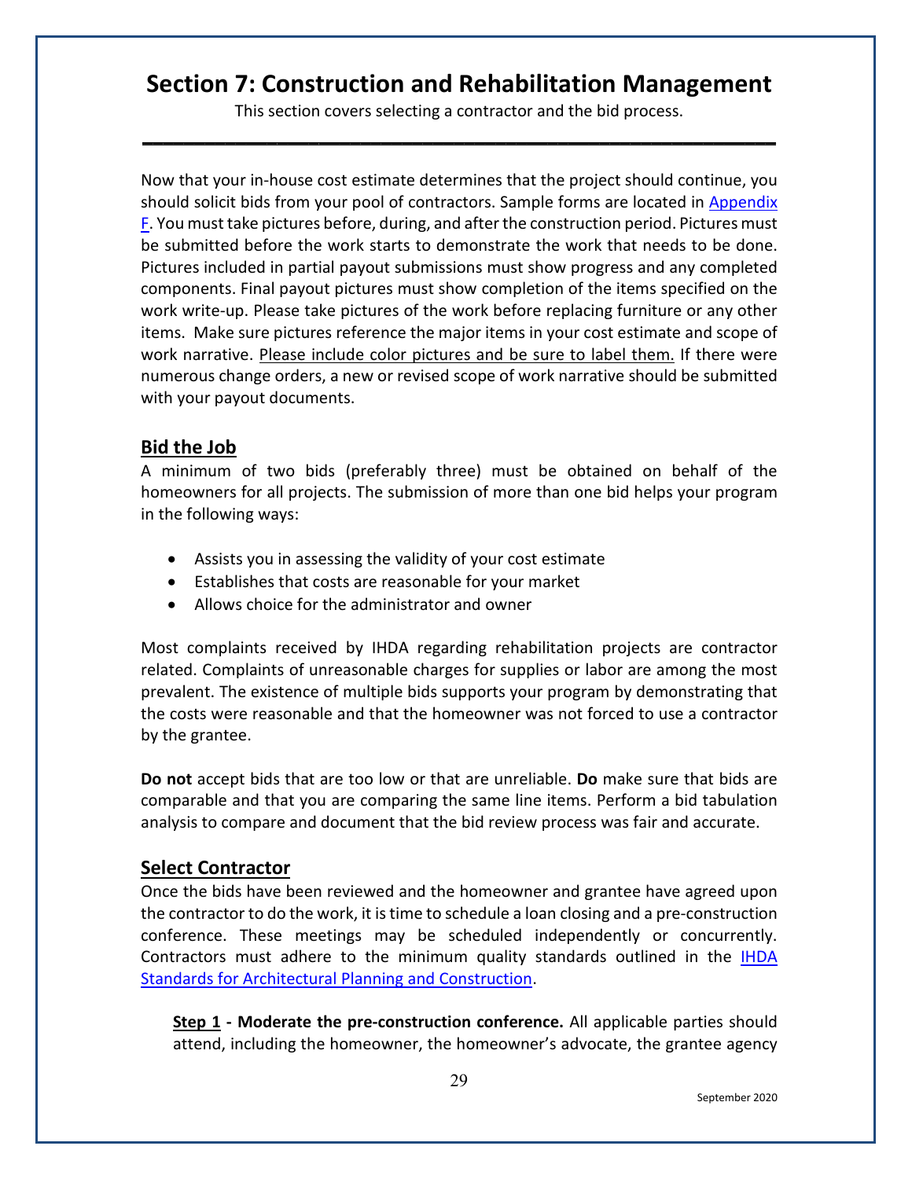# Section 7: Construction and Rehabilitation Management

This section covers selecting a contractor and the bid process.

---

Now that your in-house cost estimate determines that the project should continue, you should solicit bids from your pool of contractors. Sample forms are located in Appendix F. You must take pictures before, during, and after the construction period. Pictures must be submitted before the work starts to demonstrate the work that needs to be done. Pictures included in partial payout submissions must show progress and any completed components. Final payout pictures must show completion of the items specified on the work write-up. Please take pictures of the work before replacing furniture or any other items. Make sure pictures reference the major items in your cost estimate and scope of work narrative. Please include color pictures and be sure to label them. If there were numerous change orders, a new or revised scope of work narrative should be submitted with your payout documents.

## Bid the Job

A minimum of two bids (preferably three) must be obtained on behalf of the homeowners for all projects. The submission of more than one bid helps your program in the following ways:

- Assists you in assessing the validity of your cost estimate
- Establishes that costs are reasonable for your market
- Allows choice for the administrator and owner

Most complaints received by IHDA regarding rehabilitation projects are contractor related. Complaints of unreasonable charges for supplies or labor are among the most prevalent. The existence of multiple bids supports your program by demonstrating that the costs were reasonable and that the homeowner was not forced to use a contractor by the grantee.

**Do not** accept bids that are too low or that are unreliable. **Do** make sure that bids are comparable and that you are comparing the same line items. Perform a bid tabulation analysis to compare and document that the bid review process was fair and accurate.

## Select Contractor

Once the bids have been reviewed and the homeowner and grantee have agreed upon the contractor to do the work, it is time to schedule a loan closing and a pre-construction conference. These meetings may be scheduled independently or concurrently. Contractors must adhere to the minimum quality standards outlined in the IHDA Standards for Architectural Planning and Construction.

**Step 1 - Moderate the pre-construction conference.** All applicable parties should attend, including the homeowner, the homeowner's advocate, the grantee agency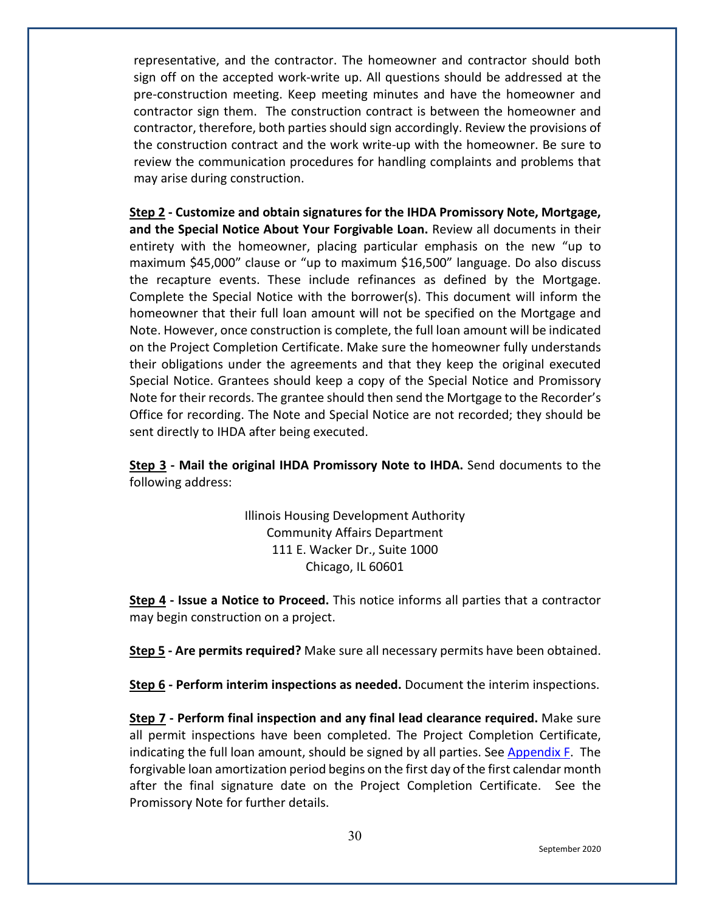representative, and the contractor. The homeowner and contractor should both sign off on the accepted work-write up. All questions should be addressed at the pre-construction meeting. Keep meeting minutes and have the homeowner and contractor sign them. The construction contract is between the homeowner and contractor, therefore, both parties should sign accordingly. Review the provisions of the construction contract and the work write-up with the homeowner. Be sure to review the communication procedures for handling complaints and problems that may arise during construction.

**Step 2 - Customize and obtain signatures for the IHDA Promissory Note, Mortgage, and the Special Notice About Your Forgivable Loan.** Review all documents in their entirety with the homeowner, placing particular emphasis on the new "up to maximum $45,000" clause or "up to maximum $16,500" language. Do also discuss the recapture events. These include refinances as defined by the Mortgage. Complete the Special Notice with the borrower(s). This document will inform the homeowner that their full loan amount will not be specified on the Mortgage and Note. However, once construction is complete, the full loan amount will be indicated on the Project Completion Certificate. Make sure the homeowner fully understands their obligations under the agreements and that they keep the original executed Special Notice. Grantees should keep a copy of the Special Notice and Promissory Note for their records. The grantee should then send the Mortgage to the Recorder's Office for recording. The Note and Special Notice are not recorded; they should be sent directly to IHDA after being executed.

**Step 3 - Mail the original IHDA Promissory Note to IHDA.** Send documents to the following address:

Illinois Housing Development Authority
Community Affairs Department
111 E. Wacker Dr., Suite 1000
Chicago, IL 60601

**Step 4 - Issue a Notice to Proceed.** This notice informs all parties that a contractor may begin construction on a project.

**Step 5 - Are permits required?** Make sure all necessary permits have been obtained.

**Step 6 - Perform interim inspections as needed.** Document the interim inspections.

**Step 7 - Perform final inspection and any final lead clearance required.** Make sure all permit inspections have been completed. The Project Completion Certificate, indicating the full loan amount, should be signed by all parties. See Appendix F. The forgivable loan amortization period begins on the first day of the first calendar month after the final signature date on the Project Completion Certificate. See the Promissory Note for further details.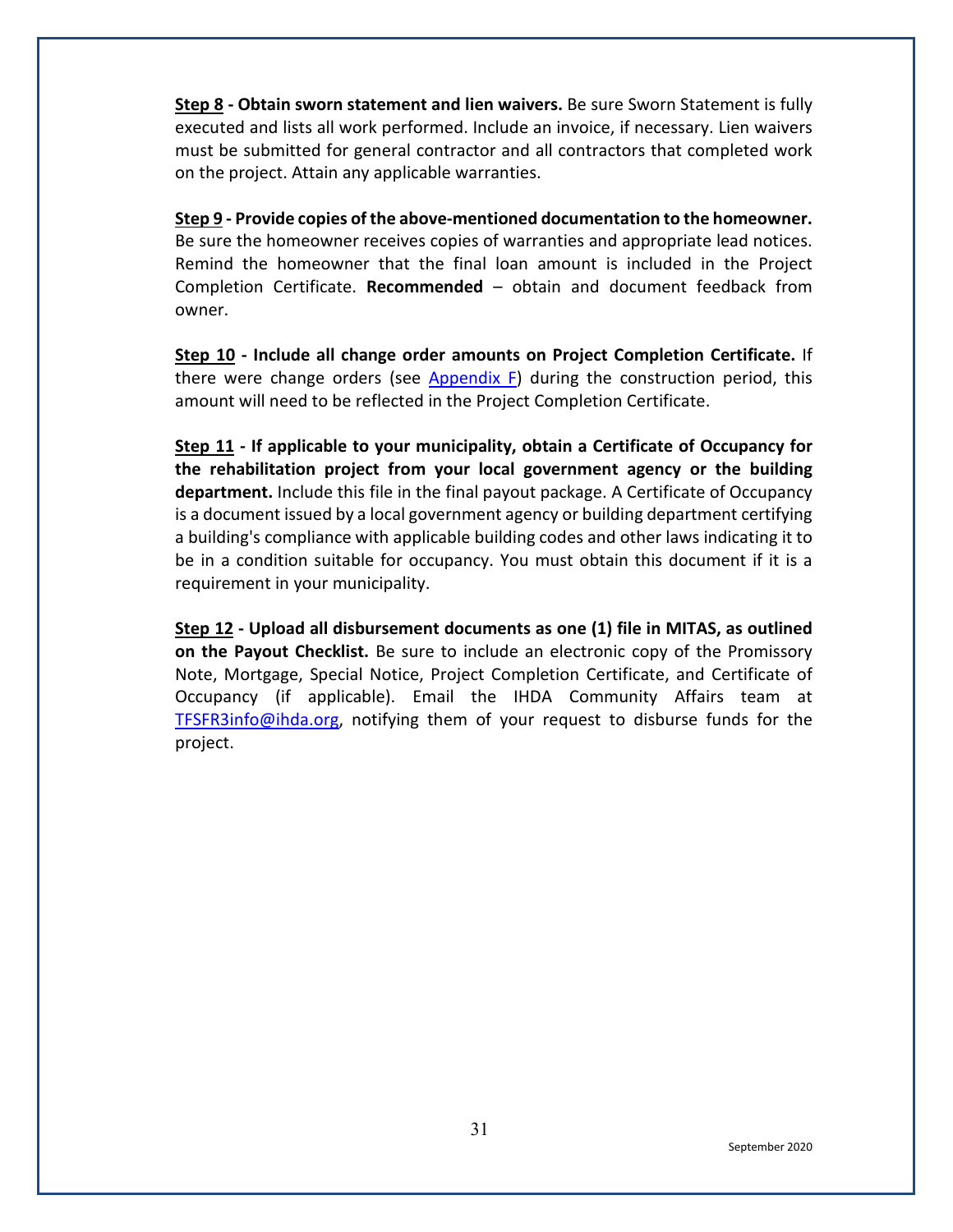**<u>Step 8</u> - Obtain sworn statement and lien waivers.** Be sure Sworn Statement is fully executed and lists all work performed. Include an invoice, if necessary. Lien waivers must be submitted for general contractor and all contractors that completed work on the project. Attain any applicable warranties.

**<u>Step 9</u> - Provide copies of the above-mentioned documentation to the homeowner.** Be sure the homeowner receives copies of warranties and appropriate lead notices. Remind the homeowner that the final loan amount is included in the Project Completion Certificate. **Recommended** – obtain and document feedback from owner.

**<u>Step 10</u> - Include all change order amounts on Project Completion Certificate.** If there were change orders (see [Appendix F]) during the construction period, this amount will need to be reflected in the Project Completion Certificate.

**<u>Step 11</u> - If applicable to your municipality, obtain a Certificate of Occupancy for the rehabilitation project from your local government agency or the building department.** Include this file in the final payout package. A Certificate of Occupancy is a document issued by a local government agency or building department certifying a building's compliance with applicable building codes and other laws indicating it to be in a condition suitable for occupancy. You must obtain this document if it is a requirement in your municipality.

**<u>Step 12</u> - Upload all disbursement documents as one (1) file in MITAS, as outlined on the Payout Checklist.** Be sure to include an electronic copy of the Promissory Note, Mortgage, Special Notice, Project Completion Certificate, and Certificate of Occupancy (if applicable). Email the IHDA Community Affairs team at TFSFR3info@ihda.org, notifying them of your request to disburse funds for the project.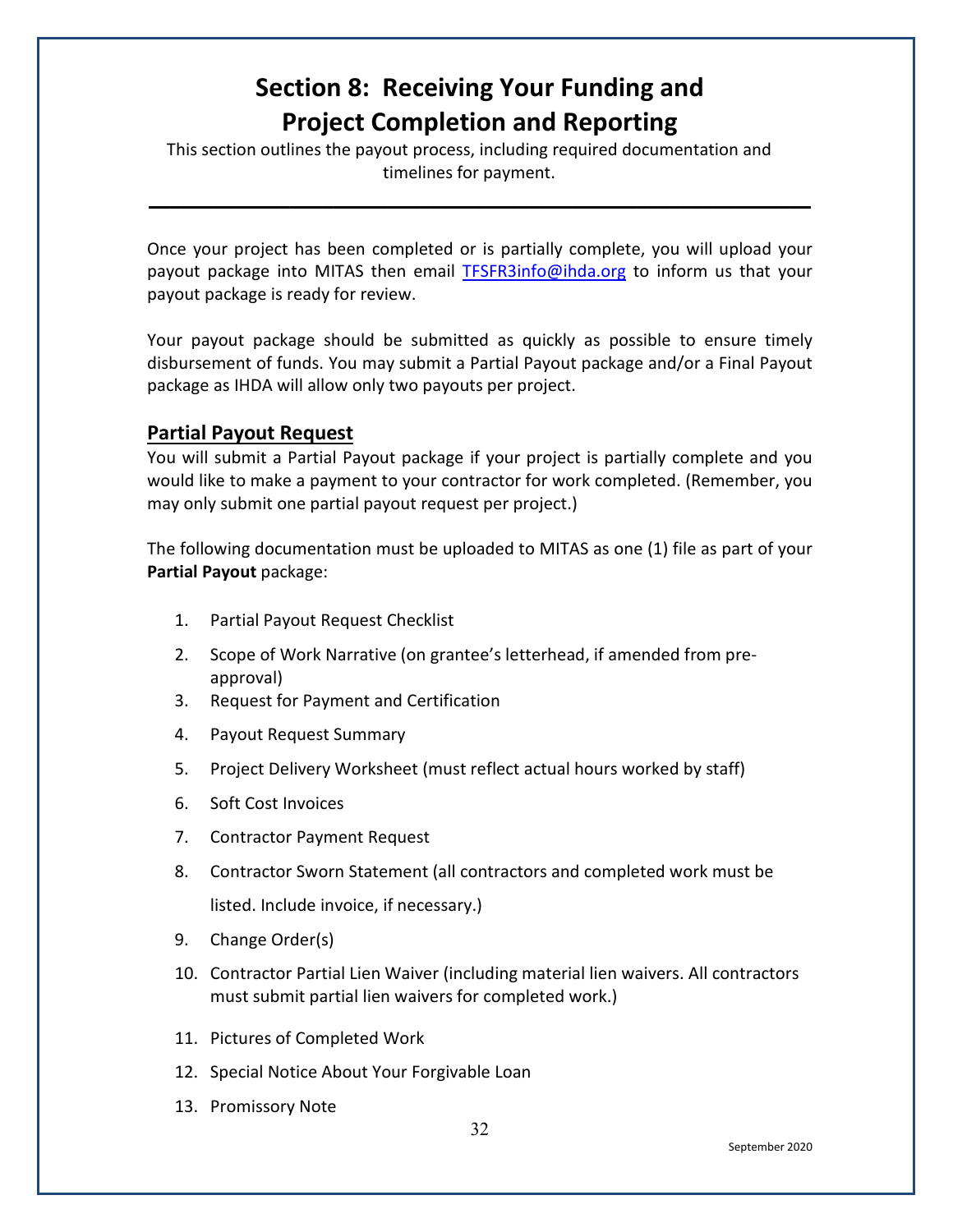# Section 8: Receiving Your Funding and Project Completion and Reporting

This section outlines the payout process, including required documentation and timelines for payment.

---

Once your project has been completed or is partially complete, you will upload your payout package into MITAS then email TFSFR3info@ihda.org to inform us that your payout package is ready for review.

Your payout package should be submitted as quickly as possible to ensure timely disbursement of funds. You may submit a Partial Payout package and/or a Final Payout package as IHDA will allow only two payouts per project.

## Partial Payout Request

You will submit a Partial Payout package if your project is partially complete and you would like to make a payment to your contractor for work completed. (Remember, you may only submit one partial payout request per project.)

The following documentation must be uploaded to MITAS as one (1) file as part of your **Partial Payout** package:

1. Partial Payout Request Checklist
2. Scope of Work Narrative (on grantee's letterhead, if amended from pre-approval)
3. Request for Payment and Certification
4. Payout Request Summary
5. Project Delivery Worksheet (must reflect actual hours worked by staff)
6. Soft Cost Invoices
7. Contractor Payment Request
8. Contractor Sworn Statement (all contractors and completed work must be listed. Include invoice, if necessary.)
9. Change Order(s)
10. Contractor Partial Lien Waiver (including material lien waivers. All contractors must submit partial lien waivers for completed work.)
11. Pictures of Completed Work
12. Special Notice About Your Forgivable Loan
13. Promissory Note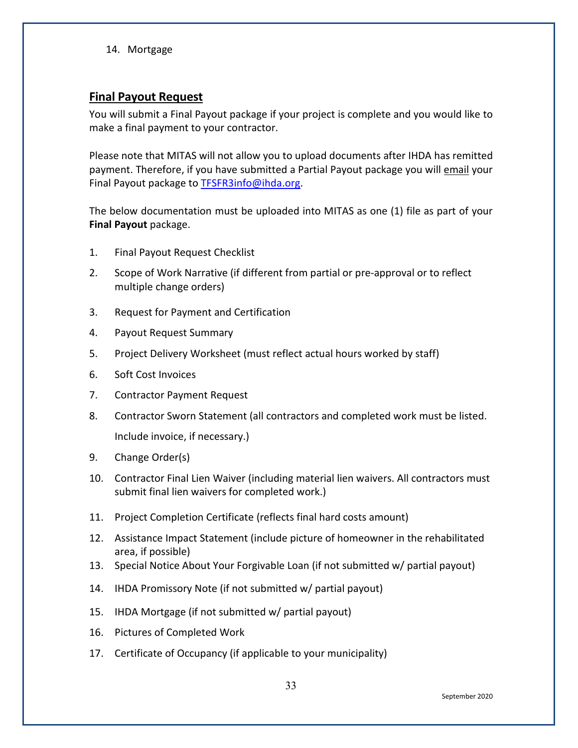14. Mortgage

## Final Payout Request

You will submit a Final Payout package if your project is complete and you would like to make a final payment to your contractor.

Please note that MITAS will not allow you to upload documents after IHDA has remitted payment. Therefore, if you have submitted a Partial Payout package you will email your Final Payout package to TFSFR3info@ihda.org.

The below documentation must be uploaded into MITAS as one (1) file as part of your **Final Payout** package.

1. Final Payout Request Checklist
2. Scope of Work Narrative (if different from partial or pre-approval or to reflect multiple change orders)
3. Request for Payment and Certification
4. Payout Request Summary
5. Project Delivery Worksheet (must reflect actual hours worked by staff)
6. Soft Cost Invoices
7. Contractor Payment Request
8. Contractor Sworn Statement (all contractors and completed work must be listed. Include invoice, if necessary.)
9. Change Order(s)
10. Contractor Final Lien Waiver (including material lien waivers. All contractors must submit final lien waivers for completed work.)
11. Project Completion Certificate (reflects final hard costs amount)
12. Assistance Impact Statement (include picture of homeowner in the rehabilitated area, if possible)
13. Special Notice About Your Forgivable Loan (if not submitted w/ partial payout)
14. IHDA Promissory Note (if not submitted w/ partial payout)
15. IHDA Mortgage (if not submitted w/ partial payout)
16. Pictures of Completed Work
17. Certificate of Occupancy (if applicable to your municipality)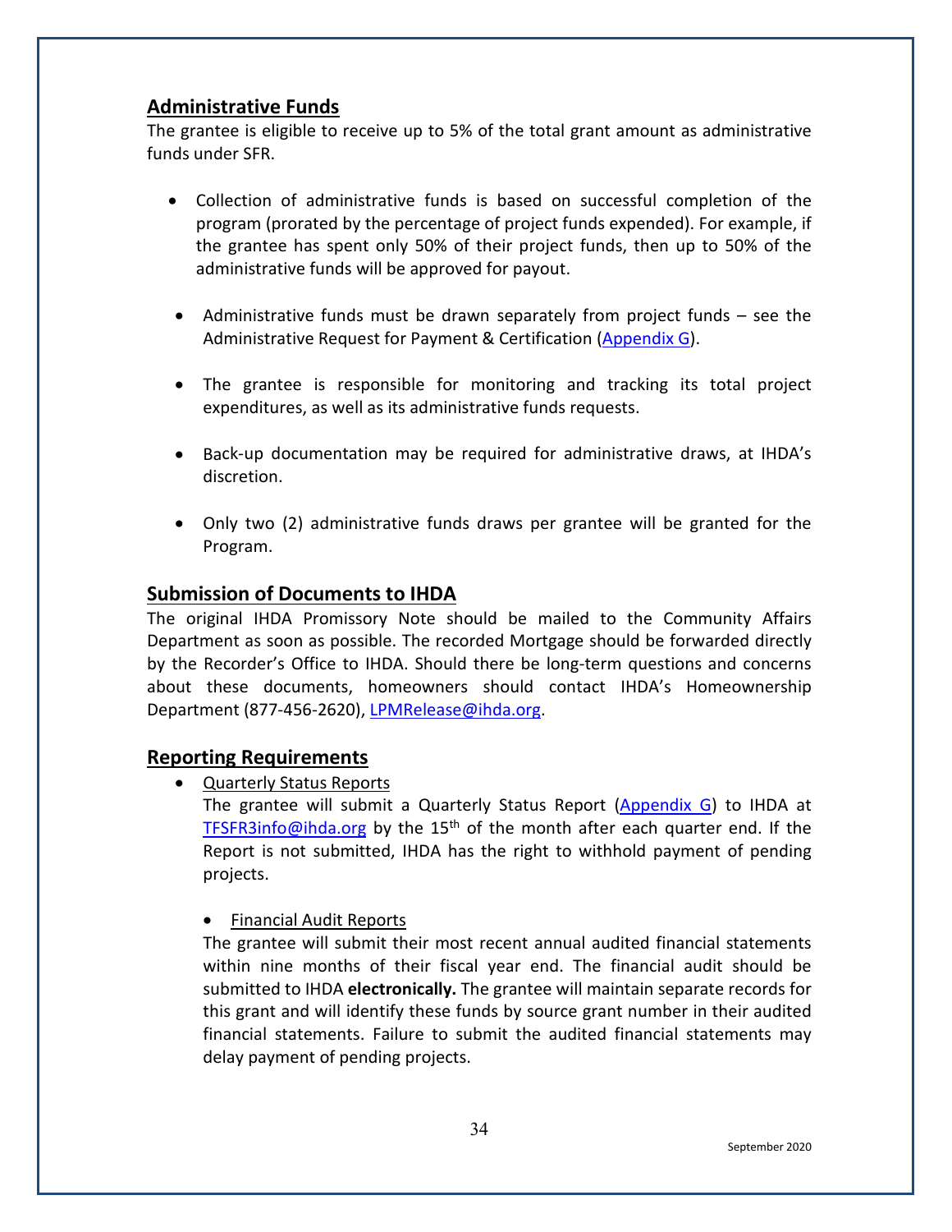## Administrative Funds

The grantee is eligible to receive up to 5% of the total grant amount as administrative funds under SFR.

- Collection of administrative funds is based on successful completion of the program (prorated by the percentage of project funds expended). For example, if the grantee has spent only 50% of their project funds, then up to 50% of the administrative funds will be approved for payout.
- Administrative funds must be drawn separately from project funds – see the Administrative Request for Payment & Certification (Appendix G).
- The grantee is responsible for monitoring and tracking its total project expenditures, as well as its administrative funds requests.
- Back-up documentation may be required for administrative draws, at IHDA's discretion.
- Only two (2) administrative funds draws per grantee will be granted for the Program.

## Submission of Documents to IHDA

The original IHDA Promissory Note should be mailed to the Community Affairs Department as soon as possible. The recorded Mortgage should be forwarded directly by the Recorder's Office to IHDA. Should there be long-term questions and concerns about these documents, homeowners should contact IHDA's Homeownership Department (877-456-2620), LPMRelease@ihda.org.

## Reporting Requirements

- Quarterly Status Reports

  The grantee will submit a Quarterly Status Report (Appendix G) to IHDA at TFSFR3info@ihda.org by the 15th of the month after each quarter end. If the Report is not submitted, IHDA has the right to withhold payment of pending projects.

- Financial Audit Reports

  The grantee will submit their most recent annual audited financial statements within nine months of their fiscal year end. The financial audit should be submitted to IHDA **electronically.** The grantee will maintain separate records for this grant and will identify these funds by source grant number in their audited financial statements. Failure to submit the audited financial statements may delay payment of pending projects.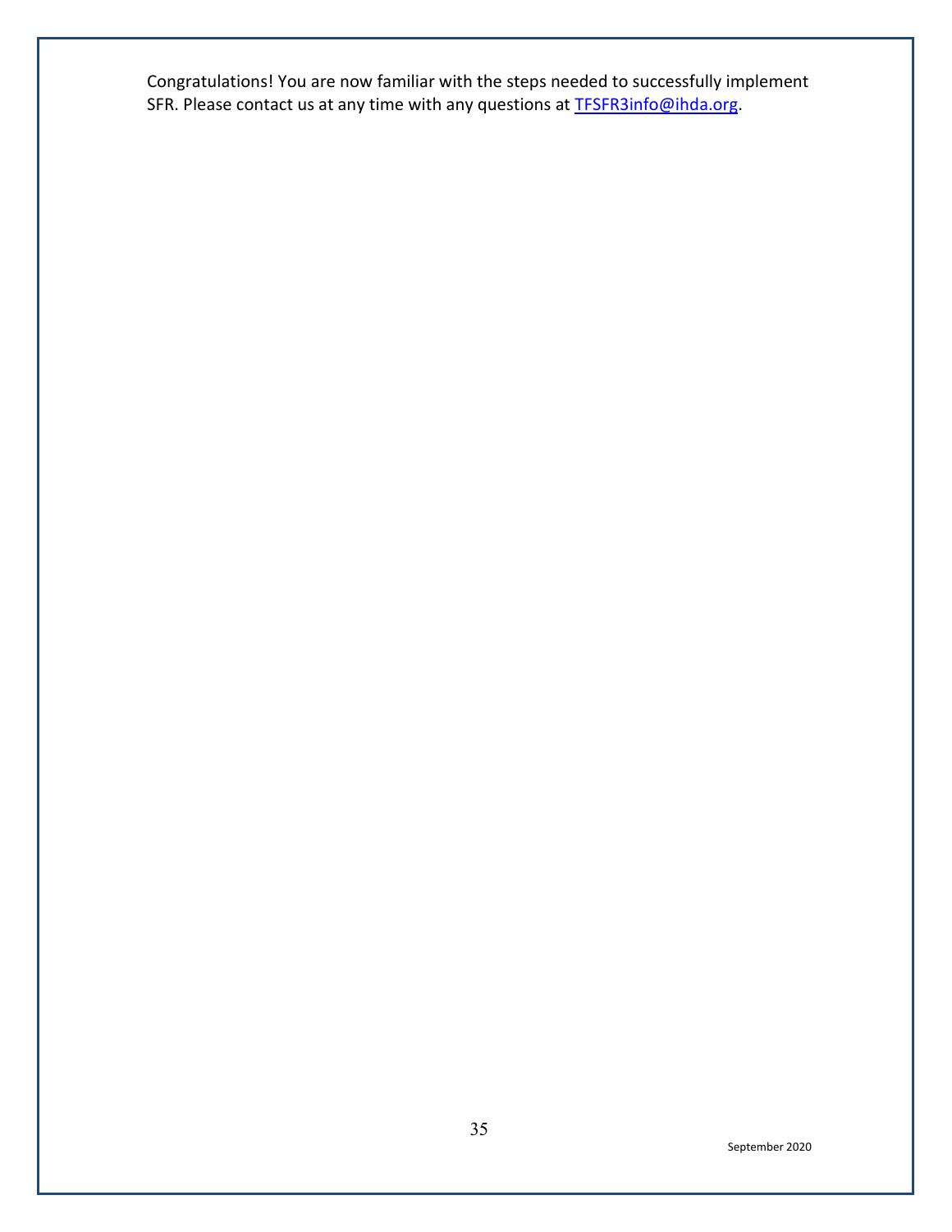Congratulations! You are now familiar with the steps needed to successfully implement SFR. Please contact us at any time with any questions at [TFSFR3info@ihda.org](mailto:TFSFR3info@ihda.org).